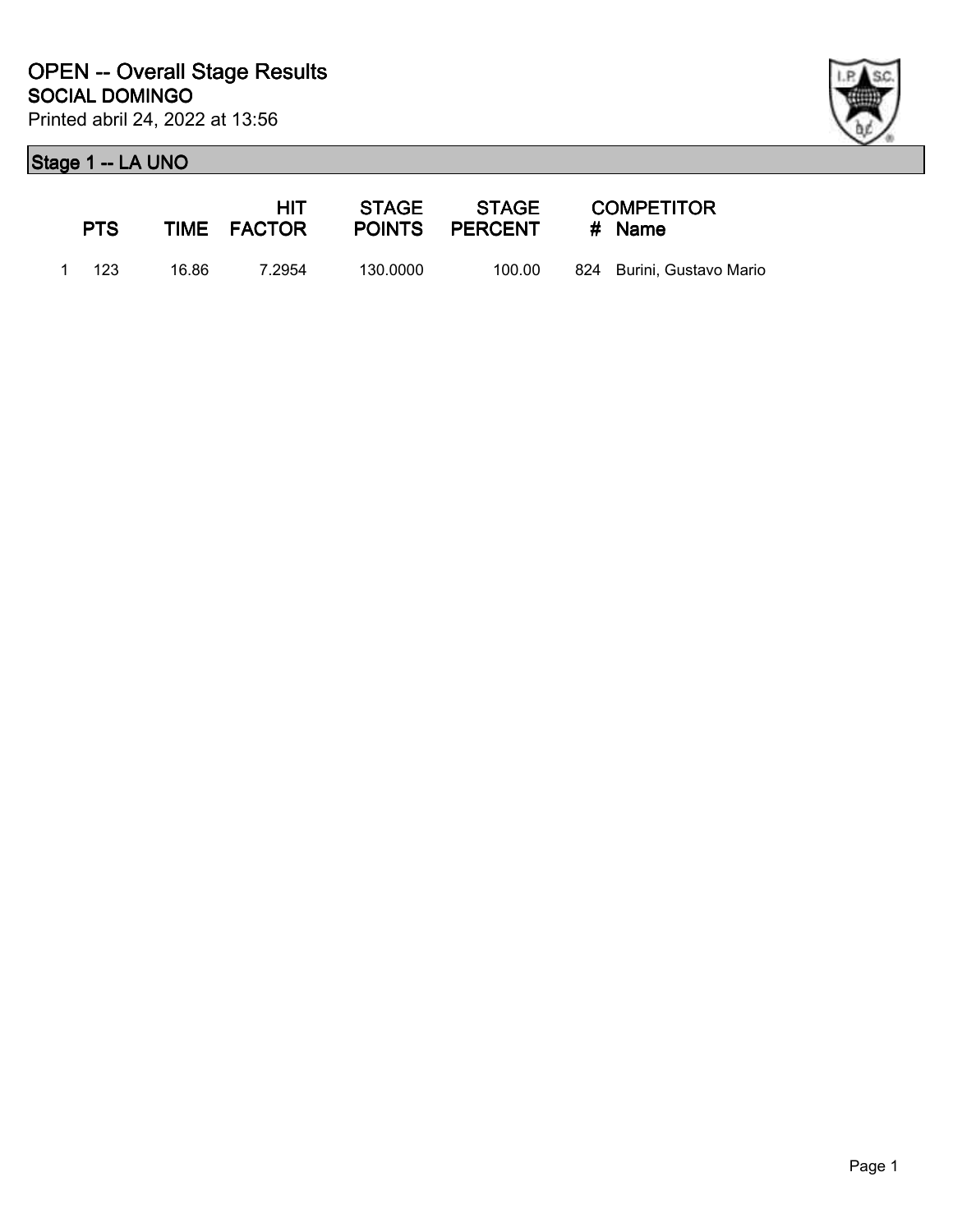# OPEN -- Overall Stage Results

## SOCIAL DOMINGO

Printed abril 24, 2022 at 13:56

### Stage 1 -- LA UNO

| | PTS | TIME | HIT FACTOR | STAGE POINTS | STAGE PERCENT | # | COMPETITOR Name |
|---|---|---|---|---|---|---|---|
| 1 | 123 | 16.86 | 7.2954 | 130.0000 | 100.00 | 824 | Burini, Gustavo Mario |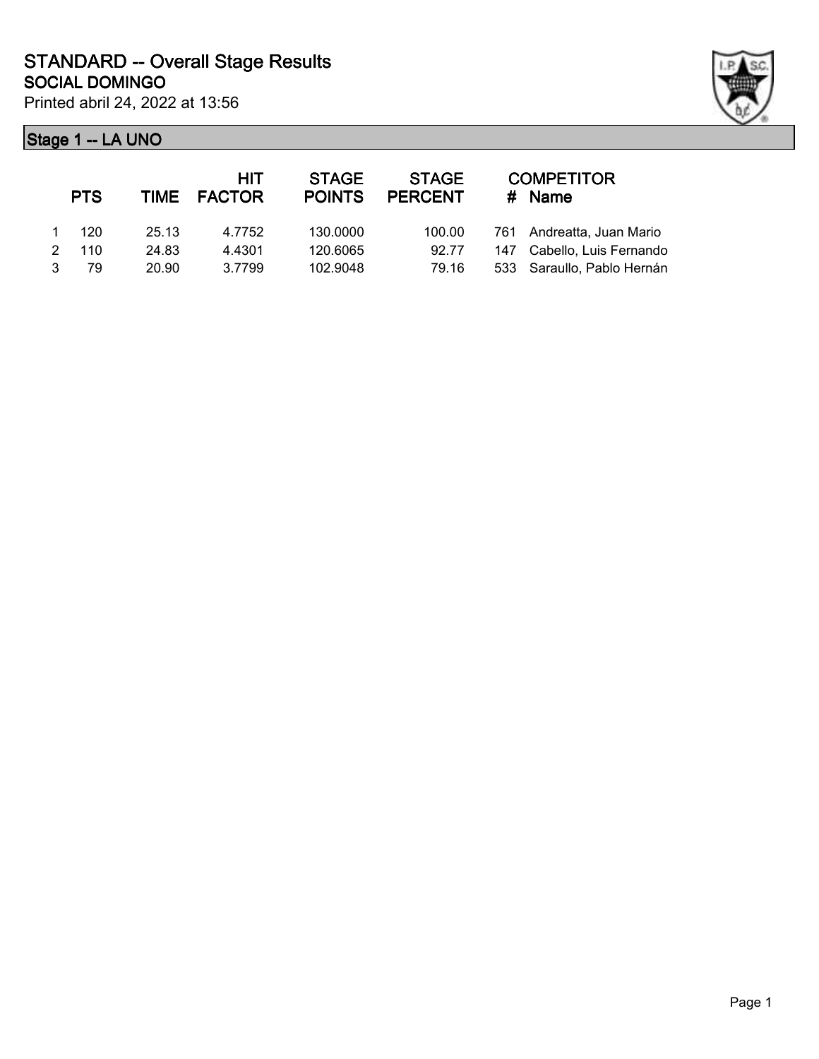# STANDARD -- Overall Stage Results

## SOCIAL DOMINGO

Printed abril 24, 2022 at 13:56

### Stage 1 -- LA UNO

| | PTS | TIME | HIT FACTOR | STAGE POINTS | STAGE PERCENT | # | COMPETITOR Name |
|---|---|---|---|---|---|---|---|
| 1 | 120 | 25.13 | 4.7752 | 130.0000 | 100.00 | 761 | Andreatta, Juan Mario |
| 2 | 110 | 24.83 | 4.4301 | 120.6065 | 92.77 | 147 | Cabello, Luis Fernando |
| 3 | 79 | 20.90 | 3.7799 | 102.9048 | 79.16 | 533 | Saraullo, Pablo Hernán |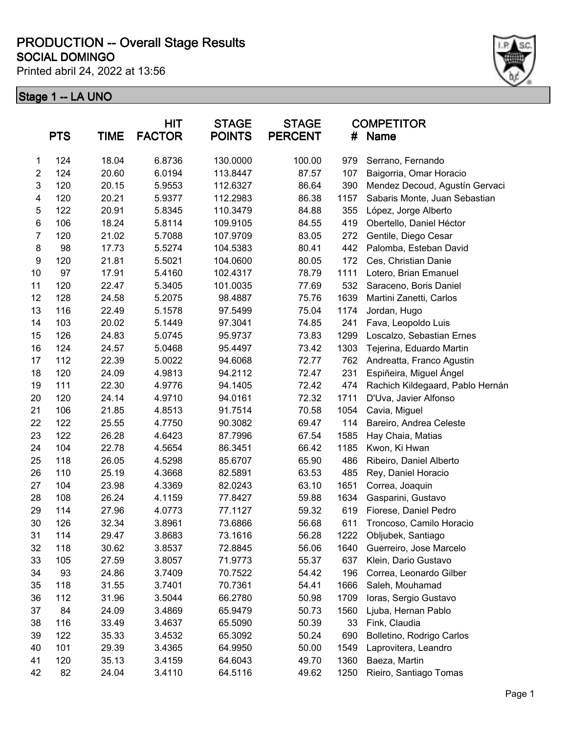# PRODUCTION -- Overall Stage Results

## SOCIAL DOMINGO

Printed abril 24, 2022 at 13:56

### Stage 1 -- LA UNO

| | PTS | TIME | HIT FACTOR | STAGE POINTS | STAGE PERCENT | COMPETITOR # | Name |
|---|---|---|---|---|---|---|---|
| 1 | 124 | 18.04 | 6.8736 | 130.0000 | 100.00 | 979 | Serrano, Fernando |
| 2 | 124 | 20.60 | 6.0194 | 113.8447 | 87.57 | 107 | Baigorria, Omar Horacio |
| 3 | 120 | 20.15 | 5.9553 | 112.6327 | 86.64 | 390 | Mendez Decoud, Agustín Gervaci |
| 4 | 120 | 20.21 | 5.9377 | 112.2983 | 86.38 | 1157 | Sabaris Monte, Juan Sebastian |
| 5 | 122 | 20.91 | 5.8345 | 110.3479 | 84.88 | 355 | López, Jorge Alberto |
| 6 | 106 | 18.24 | 5.8114 | 109.9105 | 84.55 | 419 | Obertello, Daniel Héctor |
| 7 | 120 | 21.02 | 5.7088 | 107.9709 | 83.05 | 272 | Gentile, Diego Cesar |
| 8 | 98 | 17.73 | 5.5274 | 104.5383 | 80.41 | 442 | Palomba, Esteban David |
| 9 | 120 | 21.81 | 5.5021 | 104.0600 | 80.05 | 172 | Ces, Christian Danie |
| 10 | 97 | 17.91 | 5.4160 | 102.4317 | 78.79 | 1111 | Lotero, Brian Emanuel |
| 11 | 120 | 22.47 | 5.3405 | 101.0035 | 77.69 | 532 | Saraceno, Boris Daniel |
| 12 | 128 | 24.58 | 5.2075 | 98.4887 | 75.76 | 1639 | Martini Zanetti, Carlos |
| 13 | 116 | 22.49 | 5.1578 | 97.5499 | 75.04 | 1174 | Jordan, Hugo |
| 14 | 103 | 20.02 | 5.1449 | 97.3041 | 74.85 | 241 | Fava, Leopoldo Luis |
| 15 | 126 | 24.83 | 5.0745 | 95.9737 | 73.83 | 1299 | Loscalzo, Sebastian Ernes |
| 16 | 124 | 24.57 | 5.0468 | 95.4497 | 73.42 | 1303 | Tejerina, Eduardo Martin |
| 17 | 112 | 22.39 | 5.0022 | 94.6068 | 72.77 | 762 | Andreatta, Franco Agustin |
| 18 | 120 | 24.09 | 4.9813 | 94.2112 | 72.47 | 231 | Espiñeira, Miguel Ángel |
| 19 | 111 | 22.30 | 4.9776 | 94.1405 | 72.42 | 474 | Rachich Kildegaard, Pablo Hernán |
| 20 | 120 | 24.14 | 4.9710 | 94.0161 | 72.32 | 1711 | D'Uva, Javier Alfonso |
| 21 | 106 | 21.85 | 4.8513 | 91.7514 | 70.58 | 1054 | Cavia, Miguel |
| 22 | 122 | 25.55 | 4.7750 | 90.3082 | 69.47 | 114 | Bareiro, Andrea Celeste |
| 23 | 122 | 26.28 | 4.6423 | 87.7996 | 67.54 | 1585 | Hay Chaia, Matias |
| 24 | 104 | 22.78 | 4.5654 | 86.3451 | 66.42 | 1185 | Kwon, Ki Hwan |
| 25 | 118 | 26.05 | 4.5298 | 85.6707 | 65.90 | 486 | Ribeiro, Daniel Alberto |
| 26 | 110 | 25.19 | 4.3668 | 82.5891 | 63.53 | 485 | Rey, Daniel Horacio |
| 27 | 104 | 23.98 | 4.3369 | 82.0243 | 63.10 | 1651 | Correa, Joaquin |
| 28 | 108 | 26.24 | 4.1159 | 77.8427 | 59.88 | 1634 | Gasparini, Gustavo |
| 29 | 114 | 27.96 | 4.0773 | 77.1127 | 59.32 | 619 | Fiorese, Daniel Pedro |
| 30 | 126 | 32.34 | 3.8961 | 73.6866 | 56.68 | 611 | Troncoso, Camilo Horacio |
| 31 | 114 | 29.47 | 3.8683 | 73.1616 | 56.28 | 1222 | Obljubek, Santiago |
| 32 | 118 | 30.62 | 3.8537 | 72.8845 | 56.06 | 1640 | Guerreiro, Jose Marcelo |
| 33 | 105 | 27.59 | 3.8057 | 71.9773 | 55.37 | 637 | Klein, Dario Gustavo |
| 34 | 93 | 24.86 | 3.7409 | 70.7522 | 54.42 | 196 | Correa, Leonardo Gilber |
| 35 | 118 | 31.55 | 3.7401 | 70.7361 | 54.41 | 1666 | Saleh, Mouhamad |
| 36 | 112 | 31.96 | 3.5044 | 66.2780 | 50.98 | 1709 | Ioras, Sergio Gustavo |
| 37 | 84 | 24.09 | 3.4869 | 65.9479 | 50.73 | 1560 | Ljuba, Hernan Pablo |
| 38 | 116 | 33.49 | 3.4637 | 65.5090 | 50.39 | 33 | Fink, Claudia |
| 39 | 122 | 35.33 | 3.4532 | 65.3092 | 50.24 | 690 | Bolletino, Rodrigo Carlos |
| 40 | 101 | 29.39 | 3.4365 | 64.9950 | 50.00 | 1549 | Laprovitera, Leandro |
| 41 | 120 | 35.13 | 3.4159 | 64.6043 | 49.70 | 1360 | Baeza, Martin |
| 42 | 82 | 24.04 | 3.4110 | 64.5116 | 49.62 | 1250 | Rieiro, Santiago Tomas |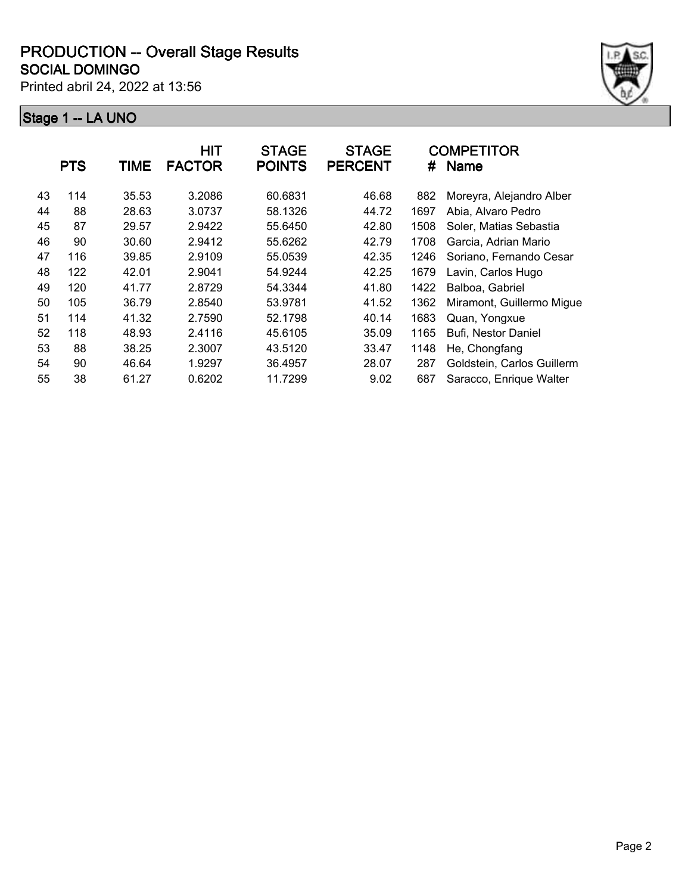# PRODUCTION -- Overall Stage Results

## SOCIAL DOMINGO

Printed abril 24, 2022 at 13:56

### Stage 1 -- LA UNO

| | PTS | TIME | HIT FACTOR | STAGE POINTS | STAGE PERCENT | # | COMPETITOR Name |
|---|---|---|---|---|---|---|---|
| 43 | 114 | 35.53 | 3.2086 | 60.6831 | 46.68 | 882 | Moreyra, Alejandro Alber |
| 44 | 88 | 28.63 | 3.0737 | 58.1326 | 44.72 | 1697 | Abia, Alvaro Pedro |
| 45 | 87 | 29.57 | 2.9422 | 55.6450 | 42.80 | 1508 | Soler, Matias Sebastia |
| 46 | 90 | 30.60 | 2.9412 | 55.6262 | 42.79 | 1708 | Garcia, Adrian Mario |
| 47 | 116 | 39.85 | 2.9109 | 55.0539 | 42.35 | 1246 | Soriano, Fernando Cesar |
| 48 | 122 | 42.01 | 2.9041 | 54.9244 | 42.25 | 1679 | Lavin, Carlos Hugo |
| 49 | 120 | 41.77 | 2.8729 | 54.3344 | 41.80 | 1422 | Balboa, Gabriel |
| 50 | 105 | 36.79 | 2.8540 | 53.9781 | 41.52 | 1362 | Miramont, Guillermo Migue |
| 51 | 114 | 41.32 | 2.7590 | 52.1798 | 40.14 | 1683 | Quan, Yongxue |
| 52 | 118 | 48.93 | 2.4116 | 45.6105 | 35.09 | 1165 | Bufi, Nestor Daniel |
| 53 | 88 | 38.25 | 2.3007 | 43.5120 | 33.47 | 1148 | He, Chongfang |
| 54 | 90 | 46.64 | 1.9297 | 36.4957 | 28.07 | 287 | Goldstein, Carlos Guillerm |
| 55 | 38 | 61.27 | 0.6202 | 11.7299 | 9.02 | 687 | Saracco, Enrique Walter |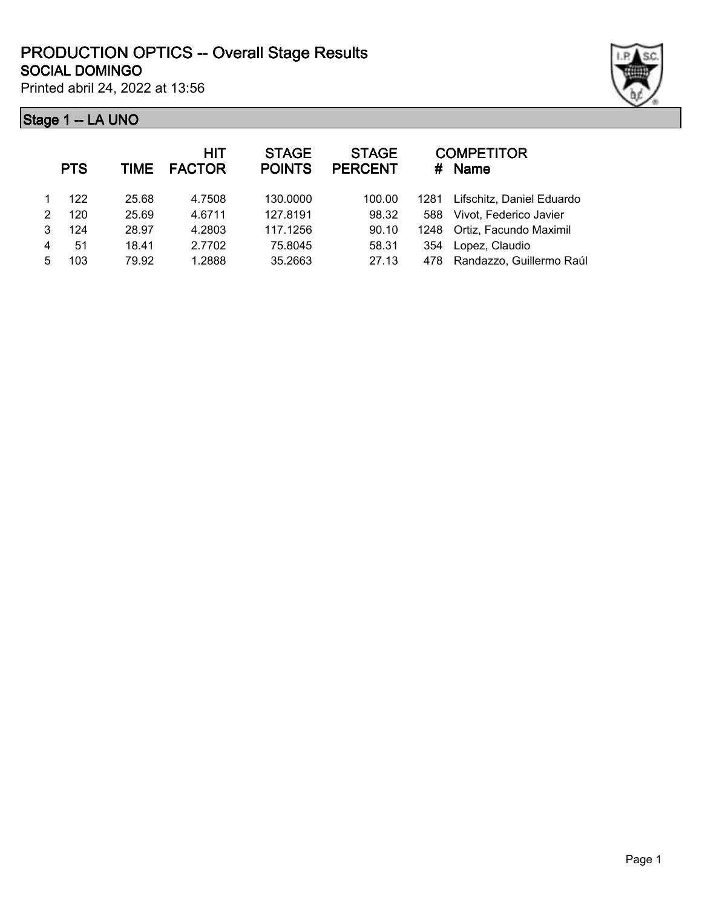# PRODUCTION OPTICS -- Overall Stage Results

## SOCIAL DOMINGO

Printed abril 24, 2022 at 13:56

### Stage 1 -- LA UNO

| | PTS | TIME | HIT FACTOR | STAGE POINTS | STAGE PERCENT | # | COMPETITOR Name |
|---|---|---|---|---|---|---|---|
| 1 | 122 | 25.68 | 4.7508 | 130.0000 | 100.00 | 1281 | Lifschitz, Daniel Eduardo |
| 2 | 120 | 25.69 | 4.6711 | 127.8191 | 98.32 | 588 | Vivot, Federico Javier |
| 3 | 124 | 28.97 | 4.2803 | 117.1256 | 90.10 | 1248 | Ortiz, Facundo Maximil |
| 4 | 51 | 18.41 | 2.7702 | 75.8045 | 58.31 | 354 | Lopez, Claudio |
| 5 | 103 | 79.92 | 1.2888 | 35.2663 | 27.13 | 478 | Randazzo, Guillermo Raúl |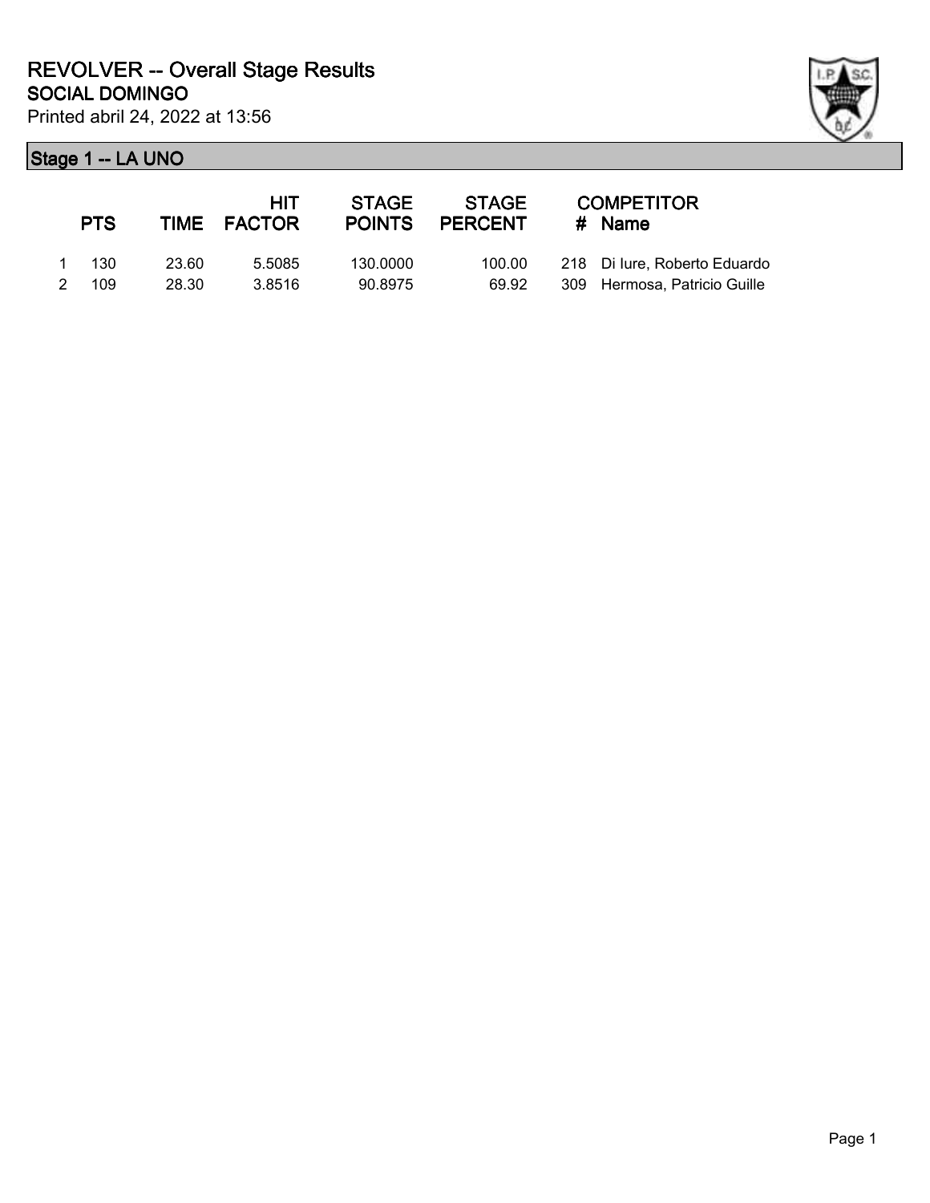# REVOLVER -- Overall Stage Results

## SOCIAL DOMINGO

Printed abril 24, 2022 at 13:56

### Stage 1 -- LA UNO

| | PTS | TIME | HIT FACTOR | STAGE POINTS | STAGE PERCENT | # | COMPETITOR Name |
|---|---|---|---|---|---|---|---|
| 1 | 130 | 23.60 | 5.5085 | 130.0000 | 100.00 | 218 | Di Iure, Roberto Eduardo |
| 2 | 109 | 28.30 | 3.8516 | 90.8975 | 69.92 | 309 | Hermosa, Patricio Guille |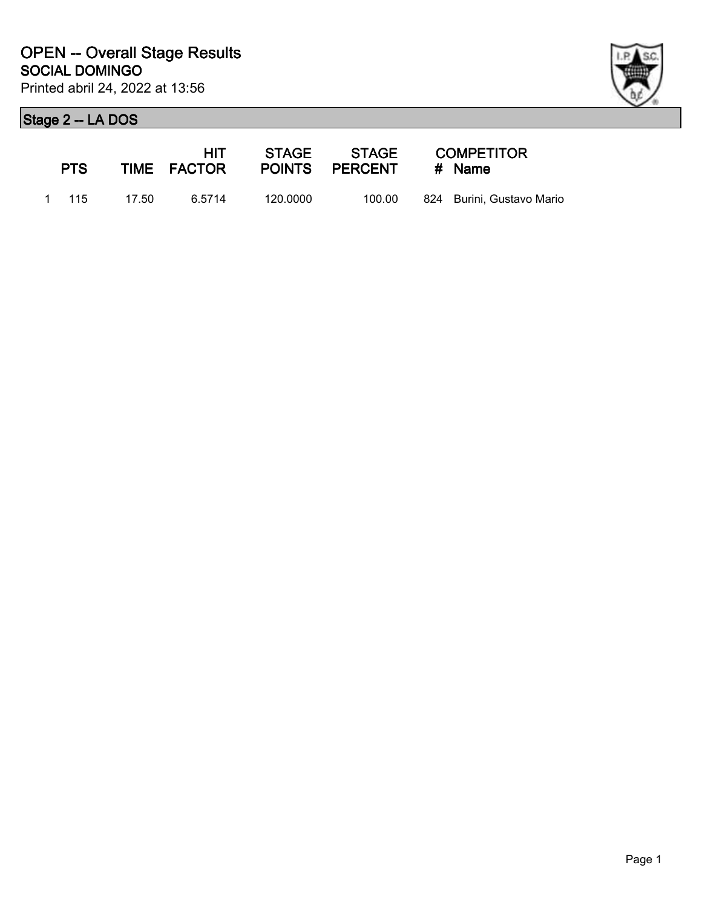# OPEN -- Overall Stage Results

## SOCIAL DOMINGO

Printed abril 24, 2022 at 13:56

### Stage 2 -- LA DOS

| | PTS | TIME | HIT FACTOR | STAGE POINTS | STAGE PERCENT | # | COMPETITOR Name |
|---|---|---|---|---|---|---|---|
| 1 | 115 | 17.50 | 6.5714 | 120.0000 | 100.00 | 824 | Burini, Gustavo Mario |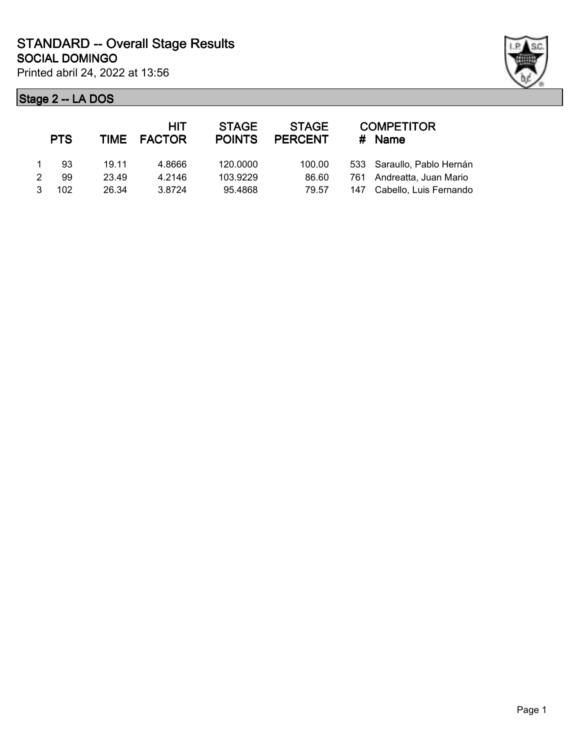# STANDARD -- Overall Stage Results

## SOCIAL DOMINGO

Printed abril 24, 2022 at 13:56

### Stage 2 -- LA DOS

| | PTS | TIME | HIT FACTOR | STAGE POINTS | STAGE PERCENT | # | COMPETITOR Name |
|---|---|---|---|---|---|---|---|
| 1 | 93 | 19.11 | 4.8666 | 120.0000 | 100.00 | 533 | Saraullo, Pablo Hernán |
| 2 | 99 | 23.49 | 4.2146 | 103.9229 | 86.60 | 761 | Andreatta, Juan Mario |
| 3 | 102 | 26.34 | 3.8724 | 95.4868 | 79.57 | 147 | Cabello, Luis Fernando |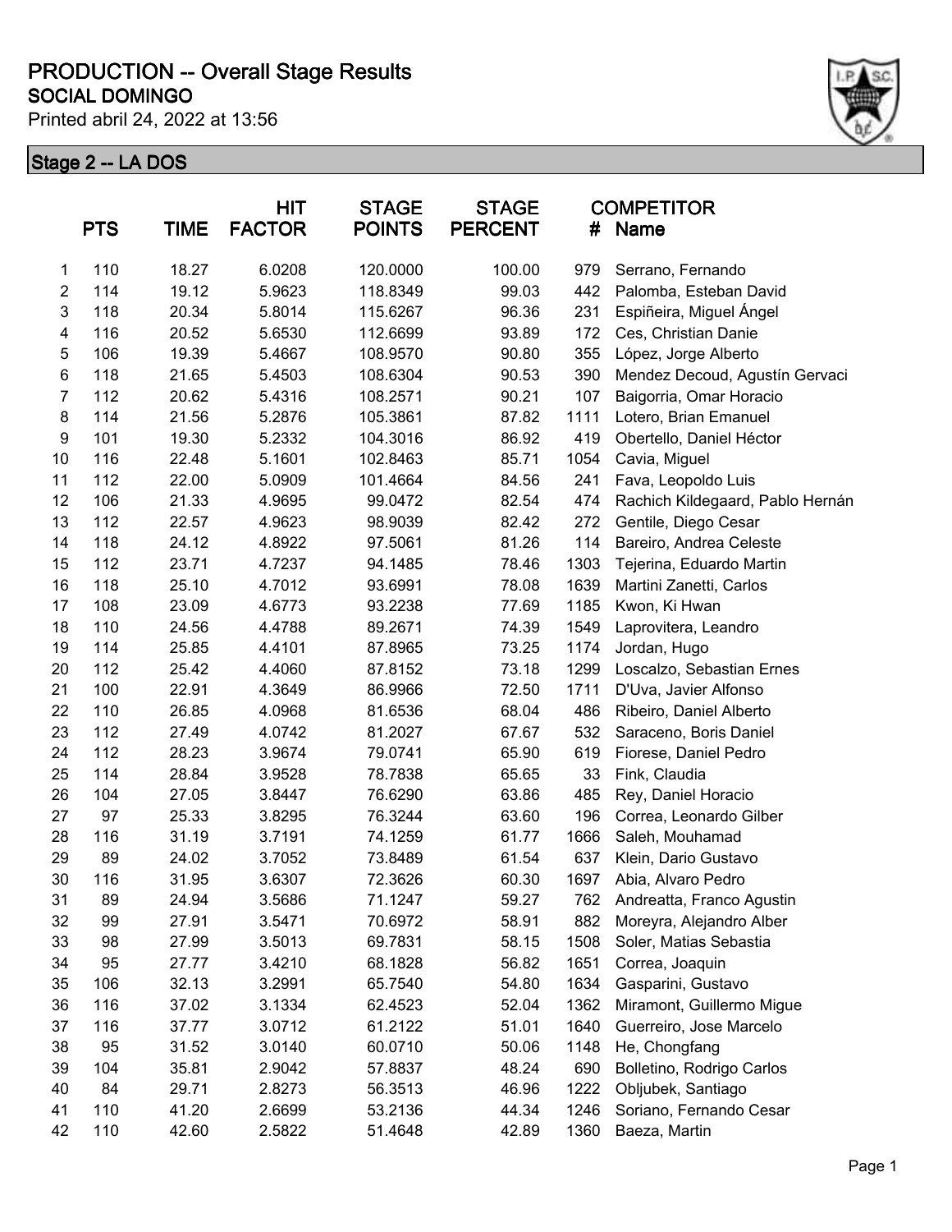# PRODUCTION -- Overall Stage Results

## SOCIAL DOMINGO

Printed abril 24, 2022 at 13:56

### Stage 2 -- LA DOS

| | PTS | TIME | HIT FACTOR | STAGE POINTS | STAGE PERCENT | # | COMPETITOR Name |
|---|---|---|---|---|---|---|---|
| 1 | 110 | 18.27 | 6.0208 | 120.0000 | 100.00 | 979 | Serrano, Fernando |
| 2 | 114 | 19.12 | 5.9623 | 118.8349 | 99.03 | 442 | Palomba, Esteban David |
| 3 | 118 | 20.34 | 5.8014 | 115.6267 | 96.36 | 231 | Espiñeira, Miguel Ángel |
| 4 | 116 | 20.52 | 5.6530 | 112.6699 | 93.89 | 172 | Ces, Christian Danie |
| 5 | 106 | 19.39 | 5.4667 | 108.9570 | 90.80 | 355 | López, Jorge Alberto |
| 6 | 118 | 21.65 | 5.4503 | 108.6304 | 90.53 | 390 | Mendez Decoud, Agustín Gervaci |
| 7 | 112 | 20.62 | 5.4316 | 108.2571 | 90.21 | 107 | Baigorria, Omar Horacio |
| 8 | 114 | 21.56 | 5.2876 | 105.3861 | 87.82 | 1111 | Lotero, Brian Emanuel |
| 9 | 101 | 19.30 | 5.2332 | 104.3016 | 86.92 | 419 | Obertello, Daniel Héctor |
| 10 | 116 | 22.48 | 5.1601 | 102.8463 | 85.71 | 1054 | Cavia, Miguel |
| 11 | 112 | 22.00 | 5.0909 | 101.4664 | 84.56 | 241 | Fava, Leopoldo Luis |
| 12 | 106 | 21.33 | 4.9695 | 99.0472 | 82.54 | 474 | Rachich Kildegaard, Pablo Hernán |
| 13 | 112 | 22.57 | 4.9623 | 98.9039 | 82.42 | 272 | Gentile, Diego Cesar |
| 14 | 118 | 24.12 | 4.8922 | 97.5061 | 81.26 | 114 | Bareiro, Andrea Celeste |
| 15 | 112 | 23.71 | 4.7237 | 94.1485 | 78.46 | 1303 | Tejerina, Eduardo Martin |
| 16 | 118 | 25.10 | 4.7012 | 93.6991 | 78.08 | 1639 | Martini Zanetti, Carlos |
| 17 | 108 | 23.09 | 4.6773 | 93.2238 | 77.69 | 1185 | Kwon, Ki Hwan |
| 18 | 110 | 24.56 | 4.4788 | 89.2671 | 74.39 | 1549 | Laprovitera, Leandro |
| 19 | 114 | 25.85 | 4.4101 | 87.8965 | 73.25 | 1174 | Jordan, Hugo |
| 20 | 112 | 25.42 | 4.4060 | 87.8152 | 73.18 | 1299 | Loscalzo, Sebastian Ernes |
| 21 | 100 | 22.91 | 4.3649 | 86.9966 | 72.50 | 1711 | D'Uva, Javier Alfonso |
| 22 | 110 | 26.85 | 4.0968 | 81.6536 | 68.04 | 486 | Ribeiro, Daniel Alberto |
| 23 | 112 | 27.49 | 4.0742 | 81.2027 | 67.67 | 532 | Saraceno, Boris Daniel |
| 24 | 112 | 28.23 | 3.9674 | 79.0741 | 65.90 | 619 | Fiorese, Daniel Pedro |
| 25 | 114 | 28.84 | 3.9528 | 78.7838 | 65.65 | 33 | Fink, Claudia |
| 26 | 104 | 27.05 | 3.8447 | 76.6290 | 63.86 | 485 | Rey, Daniel Horacio |
| 27 | 97 | 25.33 | 3.8295 | 76.3244 | 63.60 | 196 | Correa, Leonardo Gilber |
| 28 | 116 | 31.19 | 3.7191 | 74.1259 | 61.77 | 1666 | Saleh, Mouhamad |
| 29 | 89 | 24.02 | 3.7052 | 73.8489 | 61.54 | 637 | Klein, Dario Gustavo |
| 30 | 116 | 31.95 | 3.6307 | 72.3626 | 60.30 | 1697 | Abia, Alvaro Pedro |
| 31 | 89 | 24.94 | 3.5686 | 71.1247 | 59.27 | 762 | Andreatta, Franco Agustin |
| 32 | 99 | 27.91 | 3.5471 | 70.6972 | 58.91 | 882 | Moreyra, Alejandro Alber |
| 33 | 98 | 27.99 | 3.5013 | 69.7831 | 58.15 | 1508 | Soler, Matias Sebastia |
| 34 | 95 | 27.77 | 3.4210 | 68.1828 | 56.82 | 1651 | Correa, Joaquin |
| 35 | 106 | 32.13 | 3.2991 | 65.7540 | 54.80 | 1634 | Gasparini, Gustavo |
| 36 | 116 | 37.02 | 3.1334 | 62.4523 | 52.04 | 1362 | Miramont, Guillermo Migue |
| 37 | 116 | 37.77 | 3.0712 | 61.2122 | 51.01 | 1640 | Guerreiro, Jose Marcelo |
| 38 | 95 | 31.52 | 3.0140 | 60.0710 | 50.06 | 1148 | He, Chongfang |
| 39 | 104 | 35.81 | 2.9042 | 57.8837 | 48.24 | 690 | Bolletino, Rodrigo Carlos |
| 40 | 84 | 29.71 | 2.8273 | 56.3513 | 46.96 | 1222 | Obljubek, Santiago |
| 41 | 110 | 41.20 | 2.6699 | 53.2136 | 44.34 | 1246 | Soriano, Fernando Cesar |
| 42 | 110 | 42.60 | 2.5822 | 51.4648 | 42.89 | 1360 | Baeza, Martin |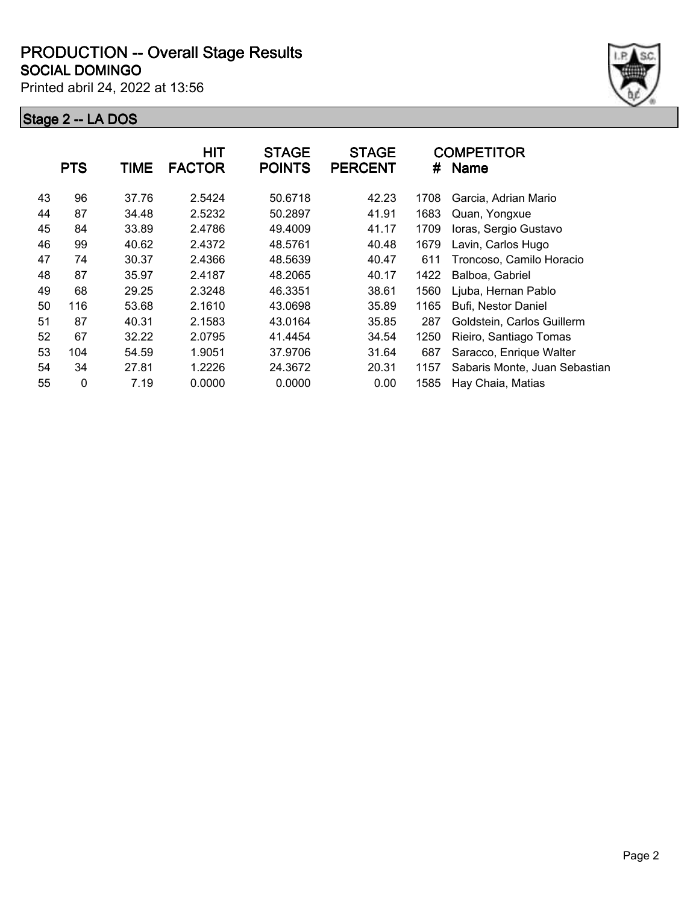# PRODUCTION -- Overall Stage Results

## SOCIAL DOMINGO

Printed abril 24, 2022 at 13:56

### Stage 2 -- LA DOS

| | PTS | TIME | HIT FACTOR | STAGE POINTS | STAGE PERCENT | # | COMPETITOR Name |
|---|---|---|---|---|---|---|---|
| 43 | 96 | 37.76 | 2.5424 | 50.6718 | 42.23 | 1708 | Garcia, Adrian Mario |
| 44 | 87 | 34.48 | 2.5232 | 50.2897 | 41.91 | 1683 | Quan, Yongxue |
| 45 | 84 | 33.89 | 2.4786 | 49.4009 | 41.17 | 1709 | Ioras, Sergio Gustavo |
| 46 | 99 | 40.62 | 2.4372 | 48.5761 | 40.48 | 1679 | Lavin, Carlos Hugo |
| 47 | 74 | 30.37 | 2.4366 | 48.5639 | 40.47 | 611 | Troncoso, Camilo Horacio |
| 48 | 87 | 35.97 | 2.4187 | 48.2065 | 40.17 | 1422 | Balboa, Gabriel |
| 49 | 68 | 29.25 | 2.3248 | 46.3351 | 38.61 | 1560 | Ljuba, Hernan Pablo |
| 50 | 116 | 53.68 | 2.1610 | 43.0698 | 35.89 | 1165 | Bufi, Nestor Daniel |
| 51 | 87 | 40.31 | 2.1583 | 43.0164 | 35.85 | 287 | Goldstein, Carlos Guillerm |
| 52 | 67 | 32.22 | 2.0795 | 41.4454 | 34.54 | 1250 | Rieiro, Santiago Tomas |
| 53 | 104 | 54.59 | 1.9051 | 37.9706 | 31.64 | 687 | Saracco, Enrique Walter |
| 54 | 34 | 27.81 | 1.2226 | 24.3672 | 20.31 | 1157 | Sabaris Monte, Juan Sebastian |
| 55 | 0 | 7.19 | 0.0000 | 0.0000 | 0.00 | 1585 | Hay Chaia, Matias |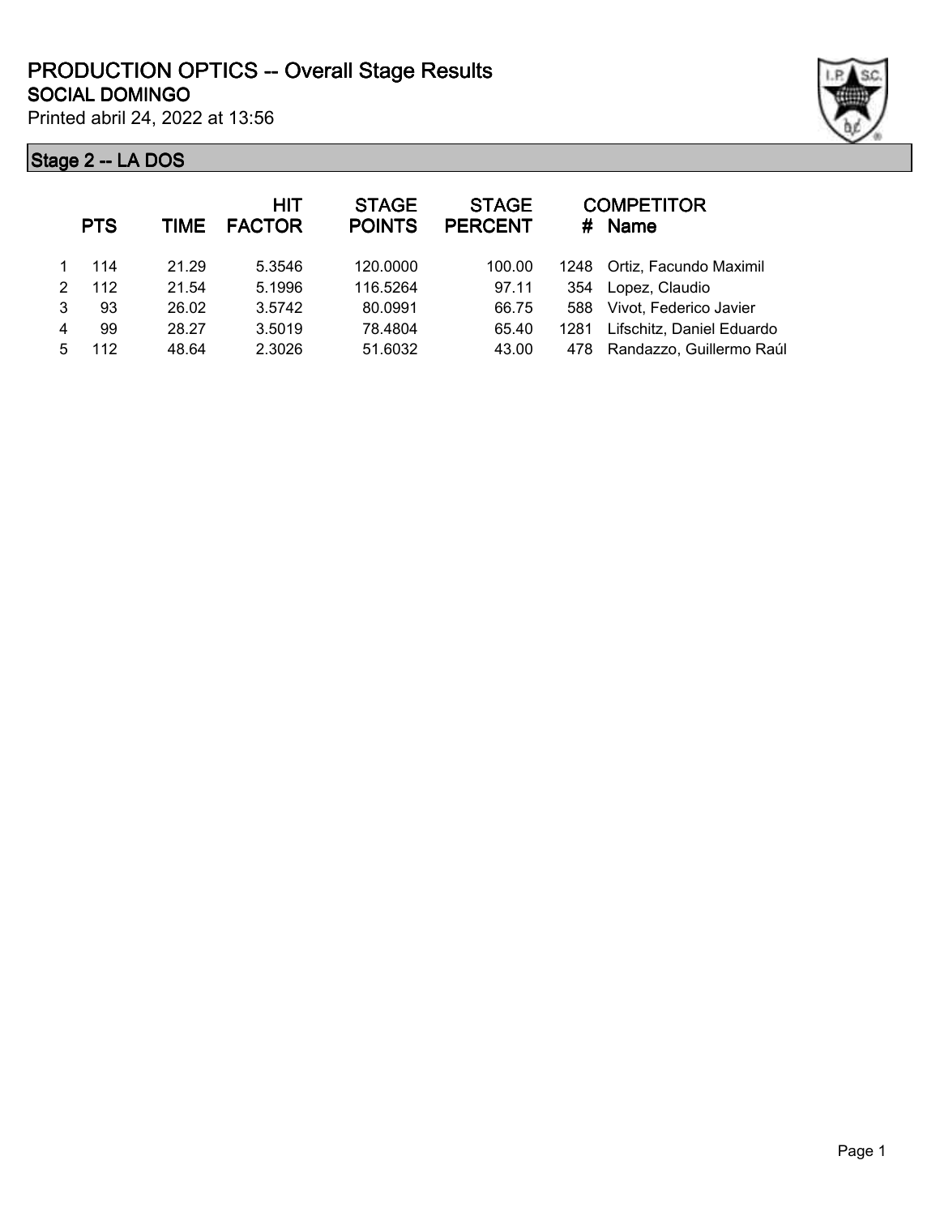# PRODUCTION OPTICS -- Overall Stage Results

## SOCIAL DOMINGO

Printed abril 24, 2022 at 13:56

### Stage 2 -- LA DOS

| | PTS | TIME | HIT FACTOR | STAGE POINTS | STAGE PERCENT | # | COMPETITOR Name |
|---|---|---|---|---|---|---|---|
| 1 | 114 | 21.29 | 5.3546 | 120.0000 | 100.00 | 1248 | Ortiz, Facundo Maximil |
| 2 | 112 | 21.54 | 5.1996 | 116.5264 | 97.11 | 354 | Lopez, Claudio |
| 3 | 93 | 26.02 | 3.5742 | 80.0991 | 66.75 | 588 | Vivot, Federico Javier |
| 4 | 99 | 28.27 | 3.5019 | 78.4804 | 65.40 | 1281 | Lifschitz, Daniel Eduardo |
| 5 | 112 | 48.64 | 2.3026 | 51.6032 | 43.00 | 478 | Randazzo, Guillermo Raúl |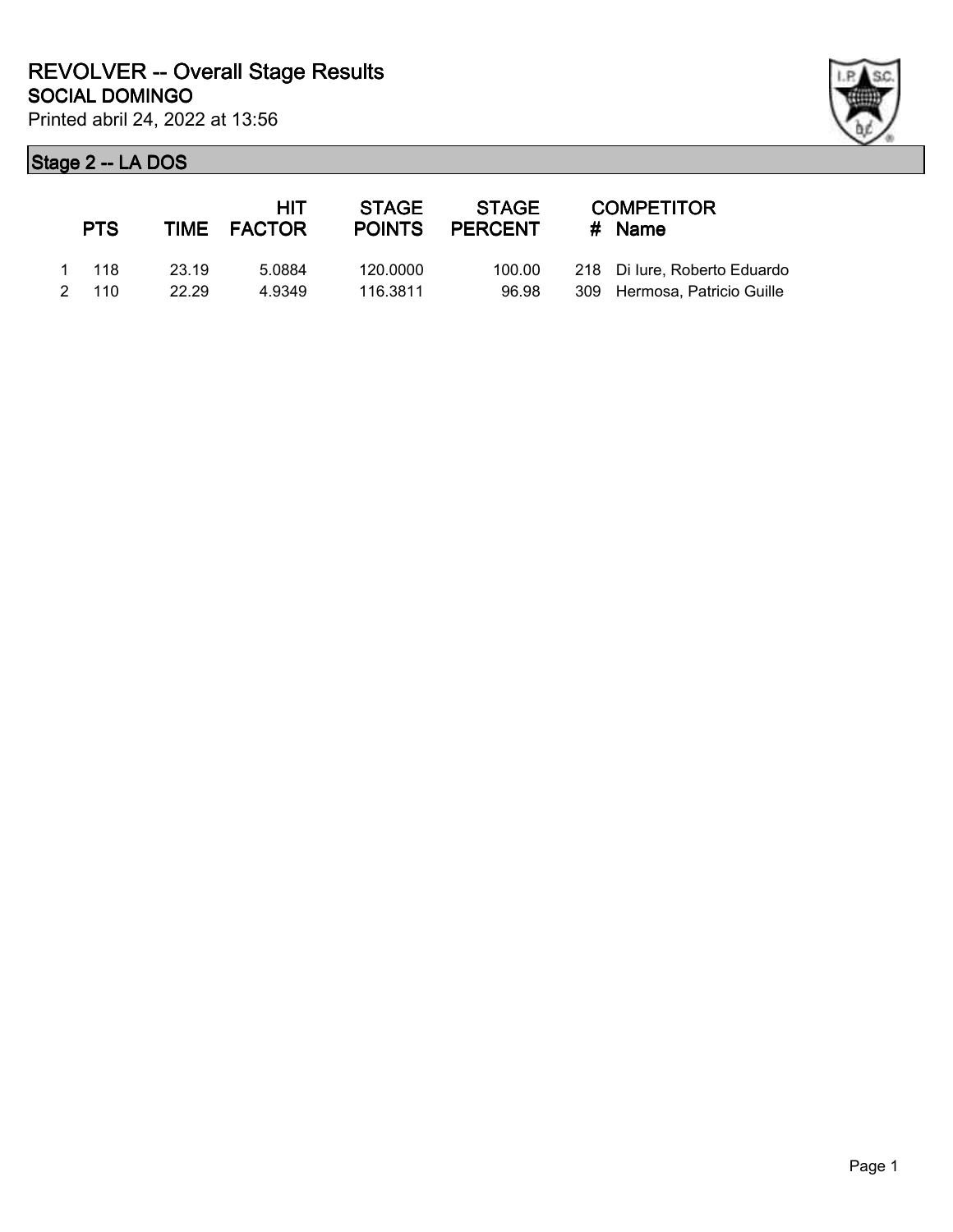# REVOLVER -- Overall Stage Results

## SOCIAL DOMINGO

Printed abril 24, 2022 at 13:56

### Stage 2 -- LA DOS

| | PTS | TIME | HIT FACTOR | STAGE POINTS | STAGE PERCENT | # | COMPETITOR Name |
|---|---|---|---|---|---|---|---|
| 1 | 118 | 23.19 | 5.0884 | 120.0000 | 100.00 | 218 | Di Iure, Roberto Eduardo |
| 2 | 110 | 22.29 | 4.9349 | 116.3811 | 96.98 | 309 | Hermosa, Patricio Guille |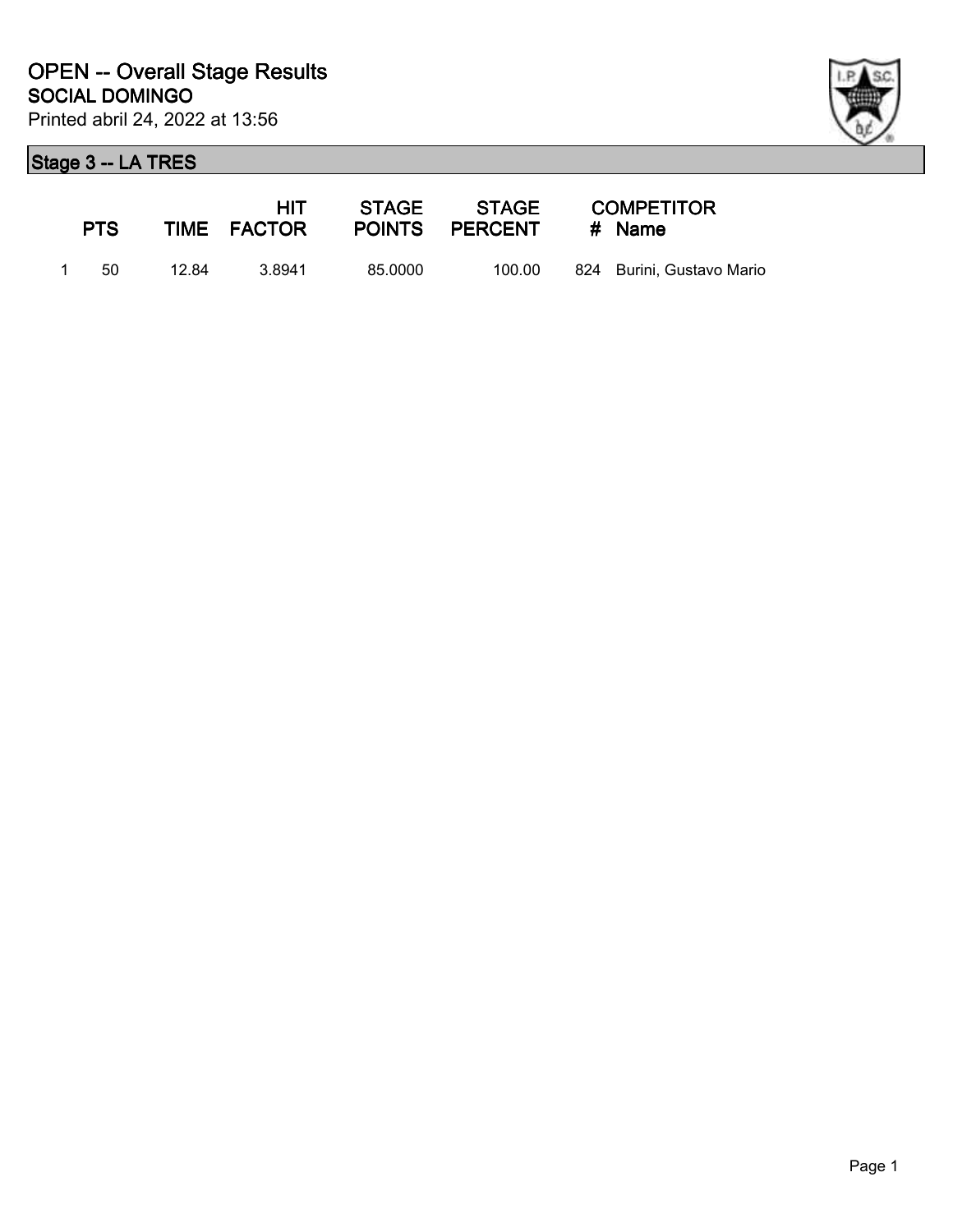# OPEN -- Overall Stage Results

## SOCIAL DOMINGO

Printed abril 24, 2022 at 13:56

### Stage 3 -- LA TRES

| | PTS | TIME | HIT FACTOR | STAGE POINTS | STAGE PERCENT | COMPETITOR # | Name |
|---|---|---|---|---|---|---|---|
| 1 | 50 | 12.84 | 3.8941 | 85.0000 | 100.00 | 824 | Burini, Gustavo Mario |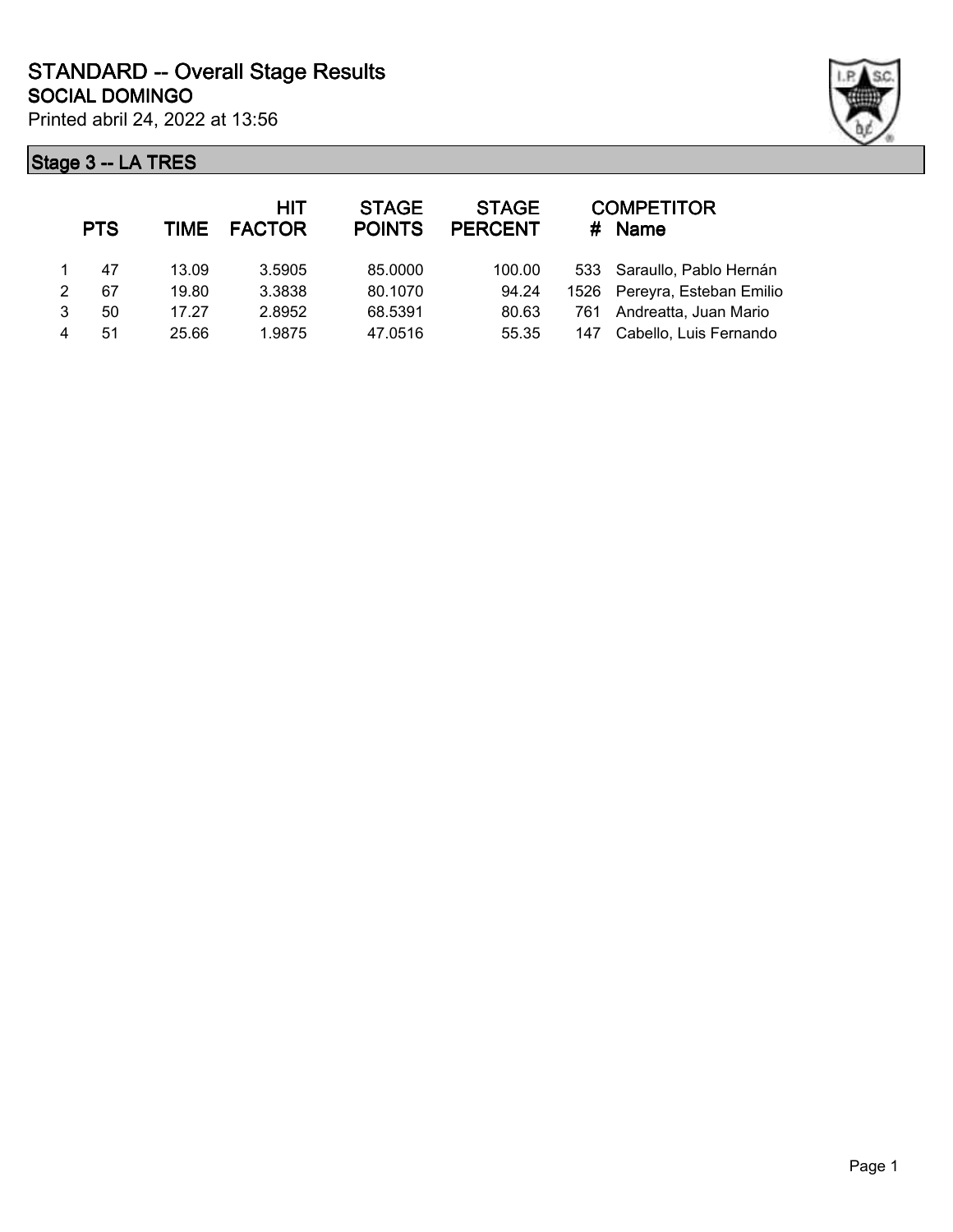# STANDARD -- Overall Stage Results

## SOCIAL DOMINGO

Printed abril 24, 2022 at 13:56

### Stage 3 -- LA TRES

| | PTS | TIME | HIT FACTOR | STAGE POINTS | STAGE PERCENT | # | COMPETITOR Name |
|---|---|---|---|---|---|---|---|
| 1 | 47 | 13.09 | 3.5905 | 85.0000 | 100.00 | 533 | Saraullo, Pablo Hernán |
| 2 | 67 | 19.80 | 3.3838 | 80.1070 | 94.24 | 1526 | Pereyra, Esteban Emilio |
| 3 | 50 | 17.27 | 2.8952 | 68.5391 | 80.63 | 761 | Andreatta, Juan Mario |
| 4 | 51 | 25.66 | 1.9875 | 47.0516 | 55.35 | 147 | Cabello, Luis Fernando |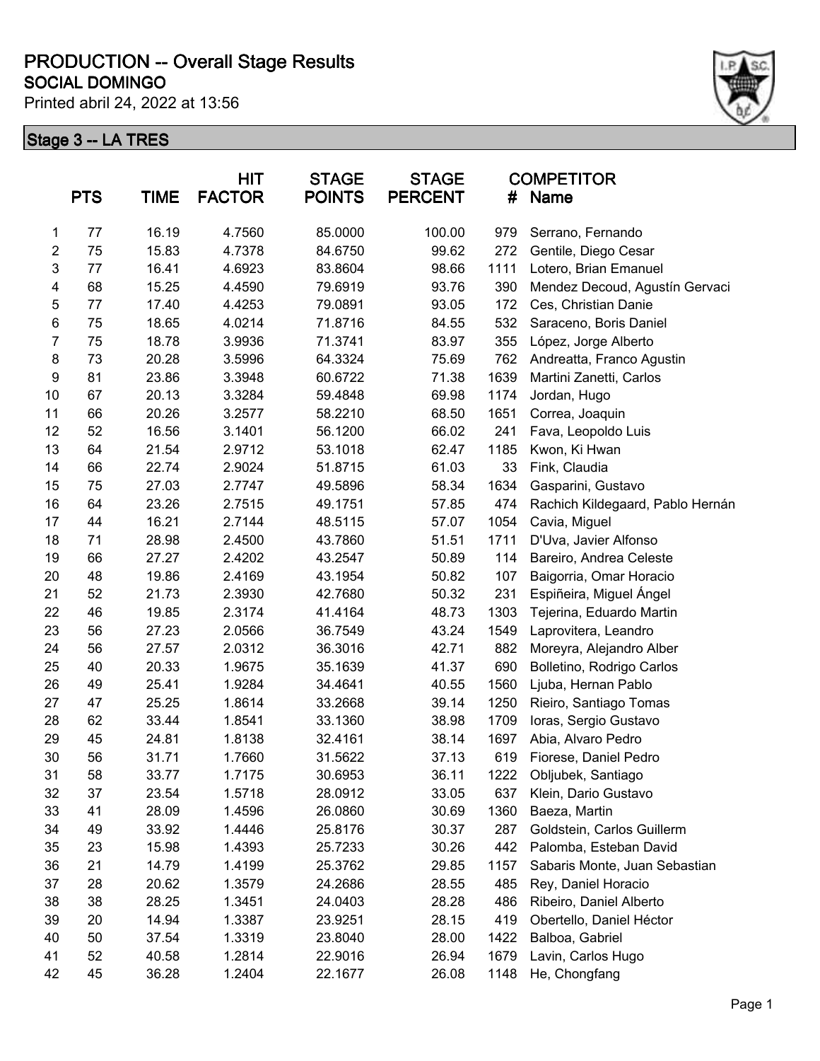# PRODUCTION -- Overall Stage Results

## SOCIAL DOMINGO

Printed abril 24, 2022 at 13:56

### Stage 3 -- LA TRES

| | PTS | TIME | HIT FACTOR | STAGE POINTS | STAGE PERCENT | # | COMPETITOR Name |
|---|---|---|---|---|---|---|---|
| 1 | 77 | 16.19 | 4.7560 | 85.0000 | 100.00 | 979 | Serrano, Fernando |
| 2 | 75 | 15.83 | 4.7378 | 84.6750 | 99.62 | 272 | Gentile, Diego Cesar |
| 3 | 77 | 16.41 | 4.6923 | 83.8604 | 98.66 | 1111 | Lotero, Brian Emanuel |
| 4 | 68 | 15.25 | 4.4590 | 79.6919 | 93.76 | 390 | Mendez Decoud, Agustín Gervaci |
| 5 | 77 | 17.40 | 4.4253 | 79.0891 | 93.05 | 172 | Ces, Christian Danie |
| 6 | 75 | 18.65 | 4.0214 | 71.8716 | 84.55 | 532 | Saraceno, Boris Daniel |
| 7 | 75 | 18.78 | 3.9936 | 71.3741 | 83.97 | 355 | López, Jorge Alberto |
| 8 | 73 | 20.28 | 3.5996 | 64.3324 | 75.69 | 762 | Andreatta, Franco Agustin |
| 9 | 81 | 23.86 | 3.3948 | 60.6722 | 71.38 | 1639 | Martini Zanetti, Carlos |
| 10 | 67 | 20.13 | 3.3284 | 59.4848 | 69.98 | 1174 | Jordan, Hugo |
| 11 | 66 | 20.26 | 3.2577 | 58.2210 | 68.50 | 1651 | Correa, Joaquin |
| 12 | 52 | 16.56 | 3.1401 | 56.1200 | 66.02 | 241 | Fava, Leopoldo Luis |
| 13 | 64 | 21.54 | 2.9712 | 53.1018 | 62.47 | 1185 | Kwon, Ki Hwan |
| 14 | 66 | 22.74 | 2.9024 | 51.8715 | 61.03 | 33 | Fink, Claudia |
| 15 | 75 | 27.03 | 2.7747 | 49.5896 | 58.34 | 1634 | Gasparini, Gustavo |
| 16 | 64 | 23.26 | 2.7515 | 49.1751 | 57.85 | 474 | Rachich Kildegaard, Pablo Hernán |
| 17 | 44 | 16.21 | 2.7144 | 48.5115 | 57.07 | 1054 | Cavia, Miguel |
| 18 | 71 | 28.98 | 2.4500 | 43.7860 | 51.51 | 1711 | D'Uva, Javier Alfonso |
| 19 | 66 | 27.27 | 2.4202 | 43.2547 | 50.89 | 114 | Bareiro, Andrea Celeste |
| 20 | 48 | 19.86 | 2.4169 | 43.1954 | 50.82 | 107 | Baigorria, Omar Horacio |
| 21 | 52 | 21.73 | 2.3930 | 42.7680 | 50.32 | 231 | Espiñeira, Miguel Ángel |
| 22 | 46 | 19.85 | 2.3174 | 41.4164 | 48.73 | 1303 | Tejerina, Eduardo Martin |
| 23 | 56 | 27.23 | 2.0566 | 36.7549 | 43.24 | 1549 | Laprovitera, Leandro |
| 24 | 56 | 27.57 | 2.0312 | 36.3016 | 42.71 | 882 | Moreyra, Alejandro Alber |
| 25 | 40 | 20.33 | 1.9675 | 35.1639 | 41.37 | 690 | Bolletino, Rodrigo Carlos |
| 26 | 49 | 25.41 | 1.9284 | 34.4641 | 40.55 | 1560 | Ljuba, Hernan Pablo |
| 27 | 47 | 25.25 | 1.8614 | 33.2668 | 39.14 | 1250 | Rieiro, Santiago Tomas |
| 28 | 62 | 33.44 | 1.8541 | 33.1360 | 38.98 | 1709 | Ioras, Sergio Gustavo |
| 29 | 45 | 24.81 | 1.8138 | 32.4161 | 38.14 | 1697 | Abia, Alvaro Pedro |
| 30 | 56 | 31.71 | 1.7660 | 31.5622 | 37.13 | 619 | Fiorese, Daniel Pedro |
| 31 | 58 | 33.77 | 1.7175 | 30.6953 | 36.11 | 1222 | Obljubek, Santiago |
| 32 | 37 | 23.54 | 1.5718 | 28.0912 | 33.05 | 637 | Klein, Dario Gustavo |
| 33 | 41 | 28.09 | 1.4596 | 26.0860 | 30.69 | 1360 | Baeza, Martin |
| 34 | 49 | 33.92 | 1.4446 | 25.8176 | 30.37 | 287 | Goldstein, Carlos Guillerm |
| 35 | 23 | 15.98 | 1.4393 | 25.7233 | 30.26 | 442 | Palomba, Esteban David |
| 36 | 21 | 14.79 | 1.4199 | 25.3762 | 29.85 | 1157 | Sabaris Monte, Juan Sebastian |
| 37 | 28 | 20.62 | 1.3579 | 24.2686 | 28.55 | 485 | Rey, Daniel Horacio |
| 38 | 38 | 28.25 | 1.3451 | 24.0403 | 28.28 | 486 | Ribeiro, Daniel Alberto |
| 39 | 20 | 14.94 | 1.3387 | 23.9251 | 28.15 | 419 | Obertello, Daniel Héctor |
| 40 | 50 | 37.54 | 1.3319 | 23.8040 | 28.00 | 1422 | Balboa, Gabriel |
| 41 | 52 | 40.58 | 1.2814 | 22.9016 | 26.94 | 1679 | Lavin, Carlos Hugo |
| 42 | 45 | 36.28 | 1.2404 | 22.1677 | 26.08 | 1148 | He, Chongfang |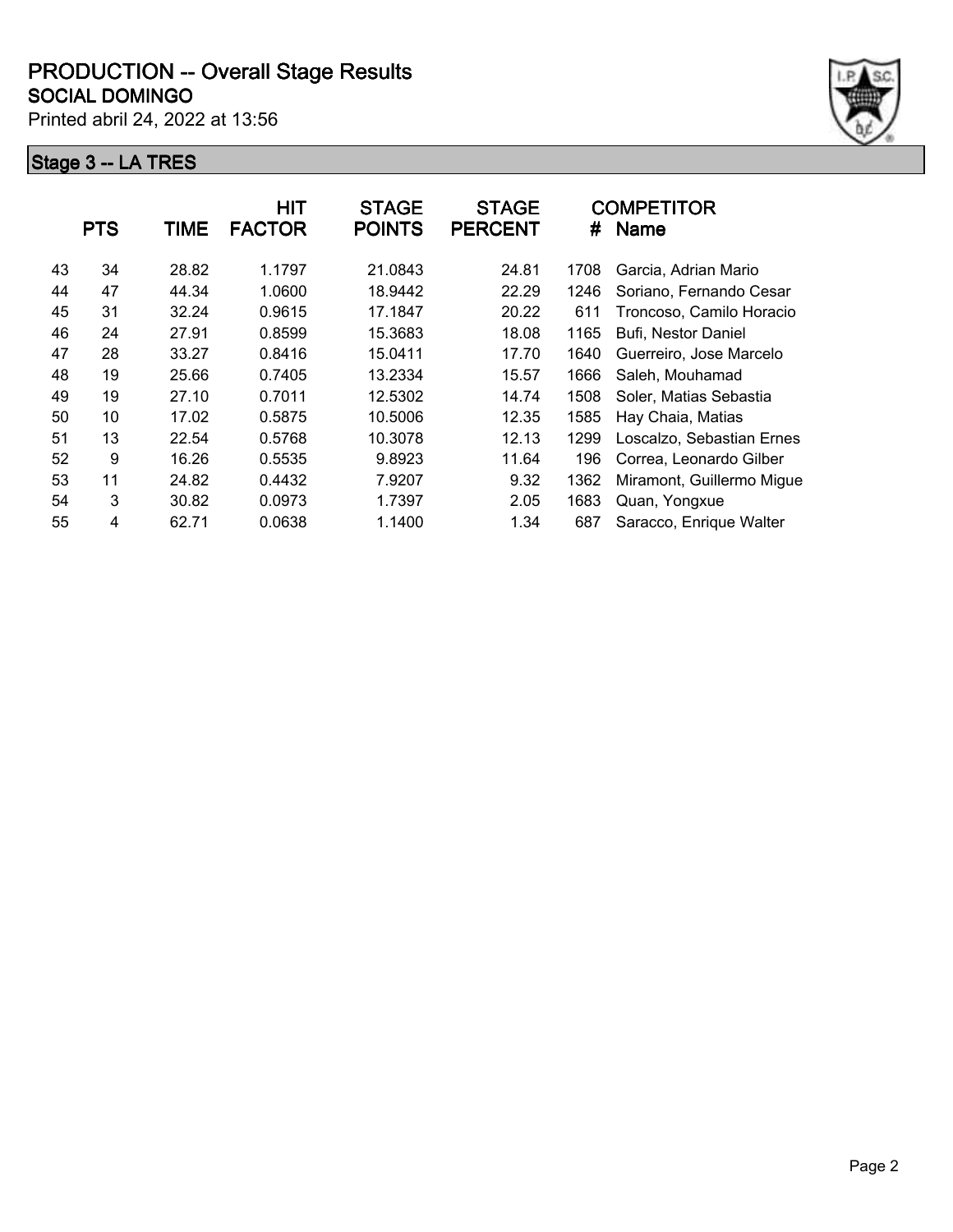# PRODUCTION -- Overall Stage Results

## SOCIAL DOMINGO

Printed abril 24, 2022 at 13:56

### Stage 3 -- LA TRES

| | PTS | TIME | HIT FACTOR | STAGE POINTS | STAGE PERCENT | # | COMPETITOR Name |
|---|---|---|---|---|---|---|---|
| 43 | 34 | 28.82 | 1.1797 | 21.0843 | 24.81 | 1708 | Garcia, Adrian Mario |
| 44 | 47 | 44.34 | 1.0600 | 18.9442 | 22.29 | 1246 | Soriano, Fernando Cesar |
| 45 | 31 | 32.24 | 0.9615 | 17.1847 | 20.22 | 611 | Troncoso, Camilo Horacio |
| 46 | 24 | 27.91 | 0.8599 | 15.3683 | 18.08 | 1165 | Bufi, Nestor Daniel |
| 47 | 28 | 33.27 | 0.8416 | 15.0411 | 17.70 | 1640 | Guerreiro, Jose Marcelo |
| 48 | 19 | 25.66 | 0.7405 | 13.2334 | 15.57 | 1666 | Saleh, Mouhamad |
| 49 | 19 | 27.10 | 0.7011 | 12.5302 | 14.74 | 1508 | Soler, Matias Sebastia |
| 50 | 10 | 17.02 | 0.5875 | 10.5006 | 12.35 | 1585 | Hay Chaia, Matias |
| 51 | 13 | 22.54 | 0.5768 | 10.3078 | 12.13 | 1299 | Loscalzo, Sebastian Ernes |
| 52 | 9 | 16.26 | 0.5535 | 9.8923 | 11.64 | 196 | Correa, Leonardo Gilber |
| 53 | 11 | 24.82 | 0.4432 | 7.9207 | 9.32 | 1362 | Miramont, Guillermo Migue |
| 54 | 3 | 30.82 | 0.0973 | 1.7397 | 2.05 | 1683 | Quan, Yongxue |
| 55 | 4 | 62.71 | 0.0638 | 1.1400 | 1.34 | 687 | Saracco, Enrique Walter |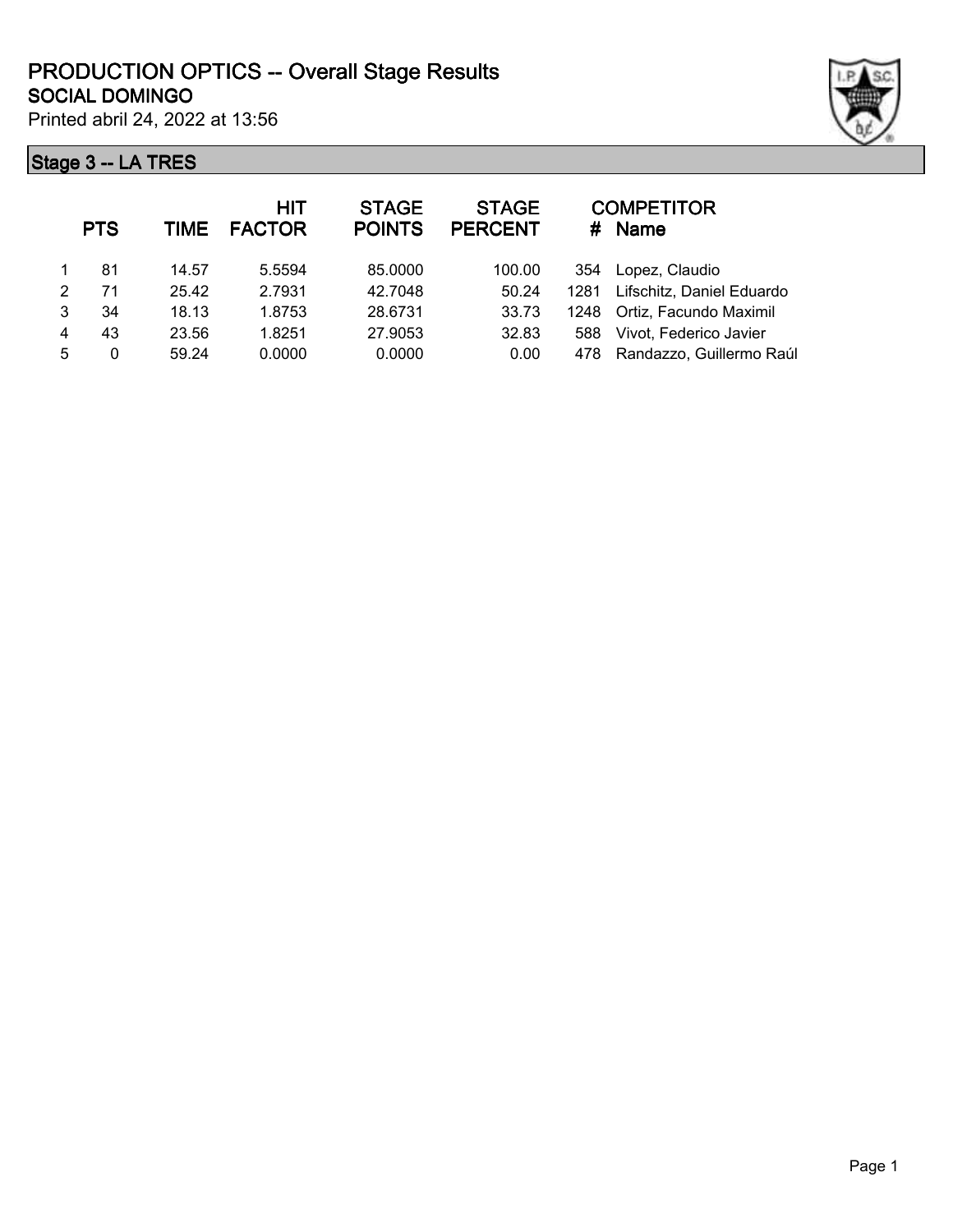# PRODUCTION OPTICS -- Overall Stage Results

## SOCIAL DOMINGO

Printed abril 24, 2022 at 13:56

### Stage 3 -- LA TRES

| | PTS | TIME | HIT FACTOR | STAGE POINTS | STAGE PERCENT | # | COMPETITOR Name |
|---|---|---|---|---|---|---|---|
| 1 | 81 | 14.57 | 5.5594 | 85.0000 | 100.00 | 354 | Lopez, Claudio |
| 2 | 71 | 25.42 | 2.7931 | 42.7048 | 50.24 | 1281 | Lifschitz, Daniel Eduardo |
| 3 | 34 | 18.13 | 1.8753 | 28.6731 | 33.73 | 1248 | Ortiz, Facundo Maximil |
| 4 | 43 | 23.56 | 1.8251 | 27.9053 | 32.83 | 588 | Vivot, Federico Javier |
| 5 | 0 | 59.24 | 0.0000 | 0.0000 | 0.00 | 478 | Randazzo, Guillermo Raúl |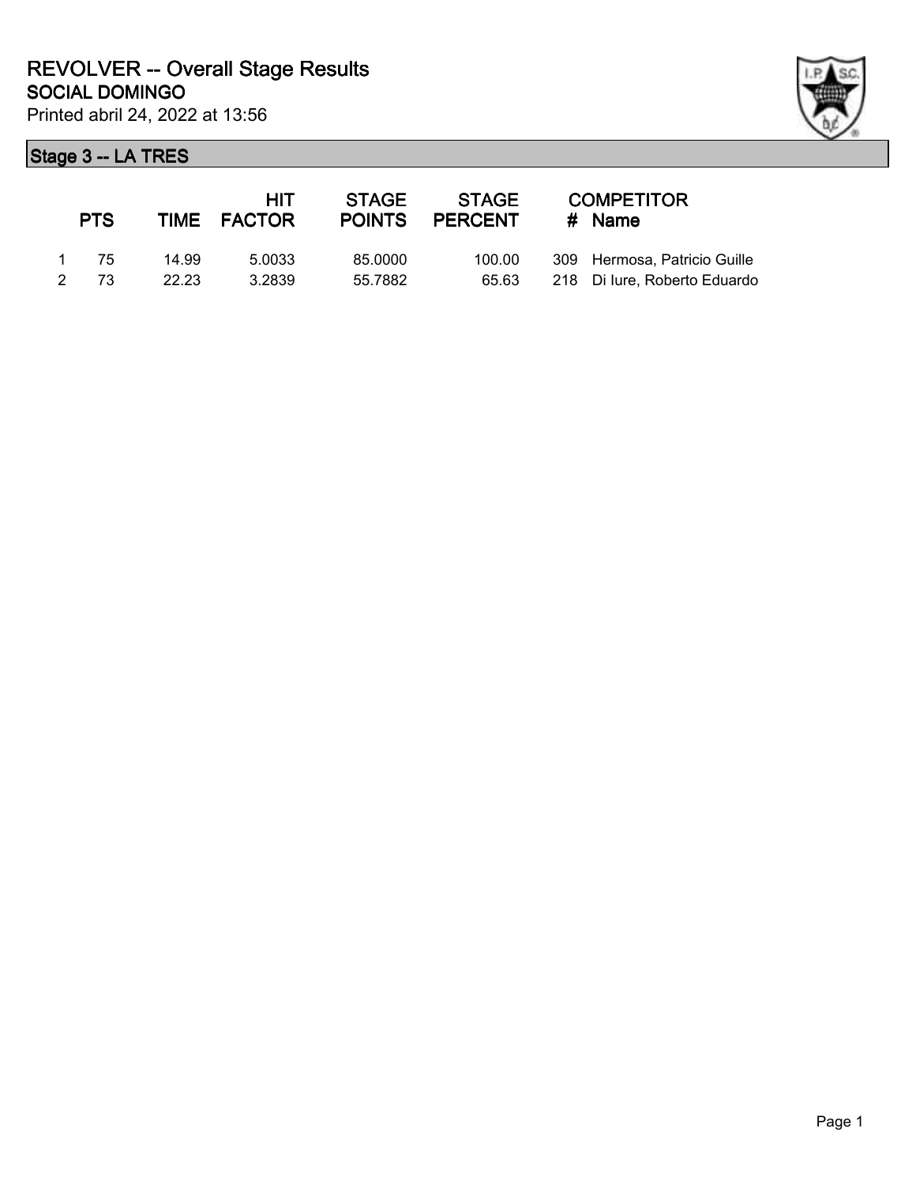# REVOLVER -- Overall Stage Results

## SOCIAL DOMINGO

Printed abril 24, 2022 at 13:56

### Stage 3 -- LA TRES

| | PTS | TIME | HIT FACTOR | STAGE POINTS | STAGE PERCENT | # | COMPETITOR Name |
|---|---|---|---|---|---|---|---|
| 1 | 75 | 14.99 | 5.0033 | 85.0000 | 100.00 | 309 | Hermosa, Patricio Guille |
| 2 | 73 | 22.23 | 3.2839 | 55.7882 | 65.63 | 218 | Di Iure, Roberto Eduardo |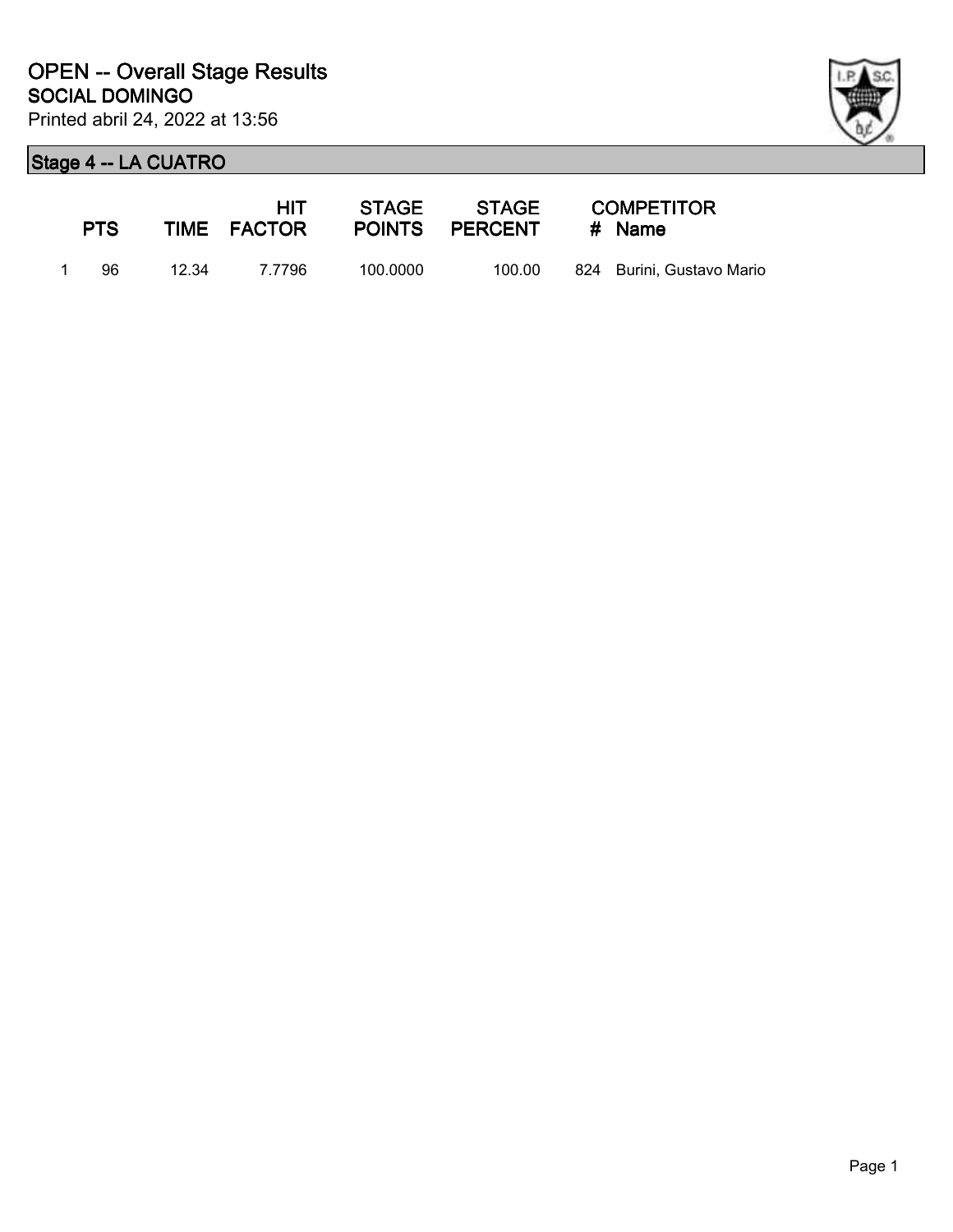# OPEN -- Overall Stage Results

## SOCIAL DOMINGO

Printed abril 24, 2022 at 13:56

### Stage 4 -- LA CUATRO

| | PTS | TIME | HIT FACTOR | STAGE POINTS | STAGE PERCENT | # | COMPETITOR Name |
|---|---|---|---|---|---|---|---|
| 1 | 96 | 12.34 | 7.7796 | 100.0000 | 100.00 | 824 | Burini, Gustavo Mario |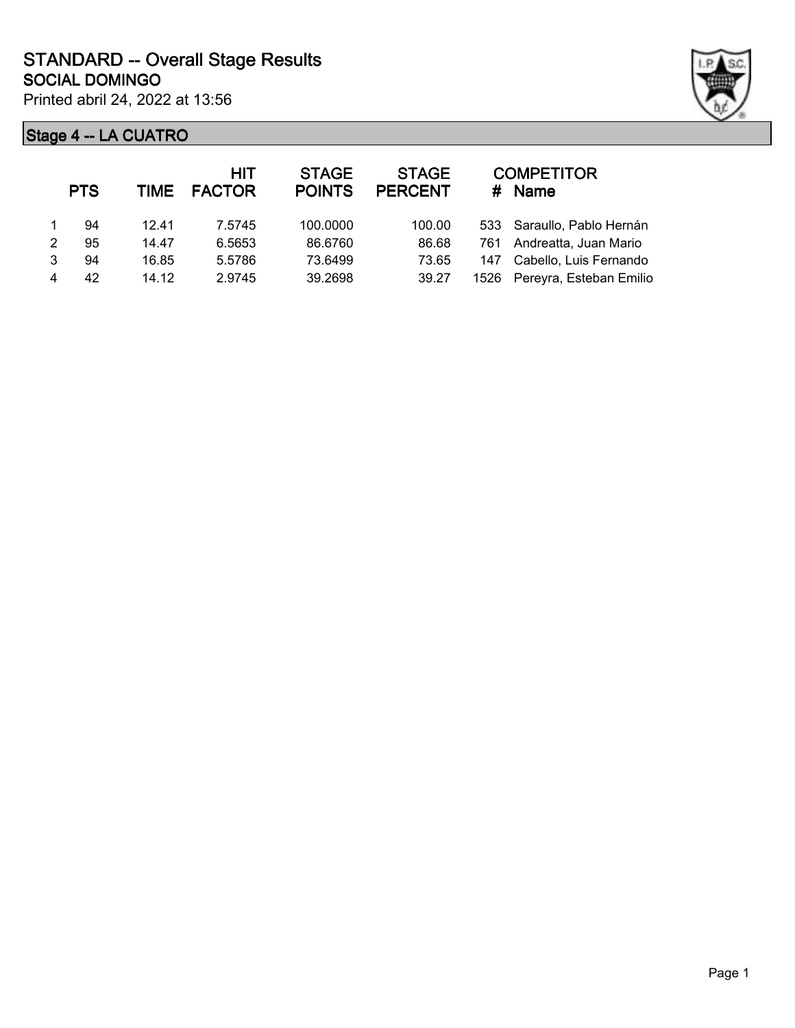# STANDARD -- Overall Stage Results

## SOCIAL DOMINGO

Printed abril 24, 2022 at 13:56

### Stage 4 -- LA CUATRO

| | PTS | TIME | HIT FACTOR | STAGE POINTS | STAGE PERCENT | # | COMPETITOR Name |
|---|---|---|---|---|---|---|---|
| 1 | 94 | 12.41 | 7.5745 | 100.0000 | 100.00 | 533 | Saraullo, Pablo Hernán |
| 2 | 95 | 14.47 | 6.5653 | 86.6760 | 86.68 | 761 | Andreatta, Juan Mario |
| 3 | 94 | 16.85 | 5.5786 | 73.6499 | 73.65 | 147 | Cabello, Luis Fernando |
| 4 | 42 | 14.12 | 2.9745 | 39.2698 | 39.27 | 1526 | Pereyra, Esteban Emilio |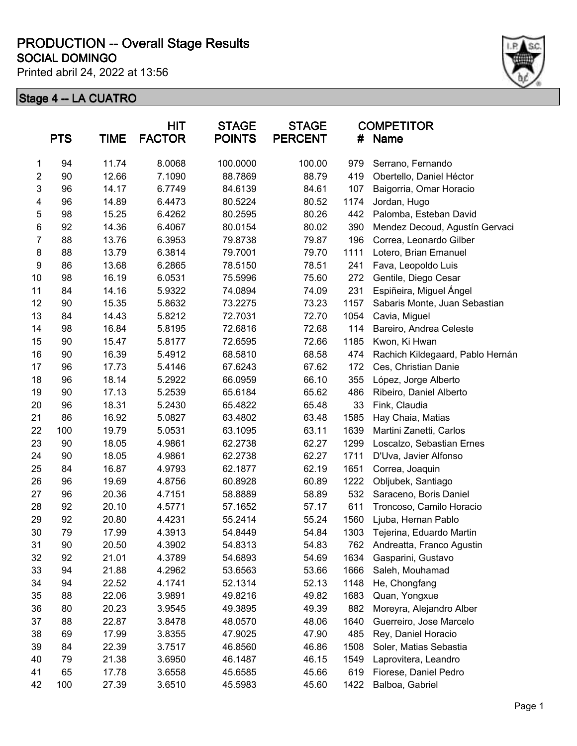# PRODUCTION -- Overall Stage Results

## SOCIAL DOMINGO

Printed abril 24, 2022 at 13:56

### Stage 4 -- LA CUATRO

| | PTS | TIME | HIT FACTOR | STAGE POINTS | STAGE PERCENT | COMPETITOR # | Name |
|---|---|---|---|---|---|---|---|
| 1 | 94 | 11.74 | 8.0068 | 100.0000 | 100.00 | 979 | Serrano, Fernando |
| 2 | 90 | 12.66 | 7.1090 | 88.7869 | 88.79 | 419 | Obertello, Daniel Héctor |
| 3 | 96 | 14.17 | 6.7749 | 84.6139 | 84.61 | 107 | Baigorria, Omar Horacio |
| 4 | 96 | 14.89 | 6.4473 | 80.5224 | 80.52 | 1174 | Jordan, Hugo |
| 5 | 98 | 15.25 | 6.4262 | 80.2595 | 80.26 | 442 | Palomba, Esteban David |
| 6 | 92 | 14.36 | 6.4067 | 80.0154 | 80.02 | 390 | Mendez Decoud, Agustín Gervaci |
| 7 | 88 | 13.76 | 6.3953 | 79.8738 | 79.87 | 196 | Correa, Leonardo Gilber |
| 8 | 88 | 13.79 | 6.3814 | 79.7001 | 79.70 | 1111 | Lotero, Brian Emanuel |
| 9 | 86 | 13.68 | 6.2865 | 78.5150 | 78.51 | 241 | Fava, Leopoldo Luis |
| 10 | 98 | 16.19 | 6.0531 | 75.5996 | 75.60 | 272 | Gentile, Diego Cesar |
| 11 | 84 | 14.16 | 5.9322 | 74.0894 | 74.09 | 231 | Espiñeira, Miguel Ángel |
| 12 | 90 | 15.35 | 5.8632 | 73.2275 | 73.23 | 1157 | Sabaris Monte, Juan Sebastian |
| 13 | 84 | 14.43 | 5.8212 | 72.7031 | 72.70 | 1054 | Cavia, Miguel |
| 14 | 98 | 16.84 | 5.8195 | 72.6816 | 72.68 | 114 | Bareiro, Andrea Celeste |
| 15 | 90 | 15.47 | 5.8177 | 72.6595 | 72.66 | 1185 | Kwon, Ki Hwan |
| 16 | 90 | 16.39 | 5.4912 | 68.5810 | 68.58 | 474 | Rachich Kildegaard, Pablo Hernán |
| 17 | 96 | 17.73 | 5.4146 | 67.6243 | 67.62 | 172 | Ces, Christian Danie |
| 18 | 96 | 18.14 | 5.2922 | 66.0959 | 66.10 | 355 | López, Jorge Alberto |
| 19 | 90 | 17.13 | 5.2539 | 65.6184 | 65.62 | 486 | Ribeiro, Daniel Alberto |
| 20 | 96 | 18.31 | 5.2430 | 65.4822 | 65.48 | 33 | Fink, Claudia |
| 21 | 86 | 16.92 | 5.0827 | 63.4802 | 63.48 | 1585 | Hay Chaia, Matias |
| 22 | 100 | 19.79 | 5.0531 | 63.1095 | 63.11 | 1639 | Martini Zanetti, Carlos |
| 23 | 90 | 18.05 | 4.9861 | 62.2738 | 62.27 | 1299 | Loscalzo, Sebastian Ernes |
| 24 | 90 | 18.05 | 4.9861 | 62.2738 | 62.27 | 1711 | D'Uva, Javier Alfonso |
| 25 | 84 | 16.87 | 4.9793 | 62.1877 | 62.19 | 1651 | Correa, Joaquin |
| 26 | 96 | 19.69 | 4.8756 | 60.8928 | 60.89 | 1222 | Obljubek, Santiago |
| 27 | 96 | 20.36 | 4.7151 | 58.8889 | 58.89 | 532 | Saraceno, Boris Daniel |
| 28 | 92 | 20.10 | 4.5771 | 57.1652 | 57.17 | 611 | Troncoso, Camilo Horacio |
| 29 | 92 | 20.80 | 4.4231 | 55.2414 | 55.24 | 1560 | Ljuba, Hernan Pablo |
| 30 | 79 | 17.99 | 4.3913 | 54.8449 | 54.84 | 1303 | Tejerina, Eduardo Martin |
| 31 | 90 | 20.50 | 4.3902 | 54.8313 | 54.83 | 762 | Andreatta, Franco Agustin |
| 32 | 92 | 21.01 | 4.3789 | 54.6893 | 54.69 | 1634 | Gasparini, Gustavo |
| 33 | 94 | 21.88 | 4.2962 | 53.6563 | 53.66 | 1666 | Saleh, Mouhamad |
| 34 | 94 | 22.52 | 4.1741 | 52.1314 | 52.13 | 1148 | He, Chongfang |
| 35 | 88 | 22.06 | 3.9891 | 49.8216 | 49.82 | 1683 | Quan, Yongxue |
| 36 | 80 | 20.23 | 3.9545 | 49.3895 | 49.39 | 882 | Moreyra, Alejandro Alber |
| 37 | 88 | 22.87 | 3.8478 | 48.0570 | 48.06 | 1640 | Guerreiro, Jose Marcelo |
| 38 | 69 | 17.99 | 3.8355 | 47.9025 | 47.90 | 485 | Rey, Daniel Horacio |
| 39 | 84 | 22.39 | 3.7517 | 46.8560 | 46.86 | 1508 | Soler, Matias Sebastia |
| 40 | 79 | 21.38 | 3.6950 | 46.1487 | 46.15 | 1549 | Laprovitera, Leandro |
| 41 | 65 | 17.78 | 3.6558 | 45.6585 | 45.66 | 619 | Fiorese, Daniel Pedro |
| 42 | 100 | 27.39 | 3.6510 | 45.5983 | 45.60 | 1422 | Balboa, Gabriel |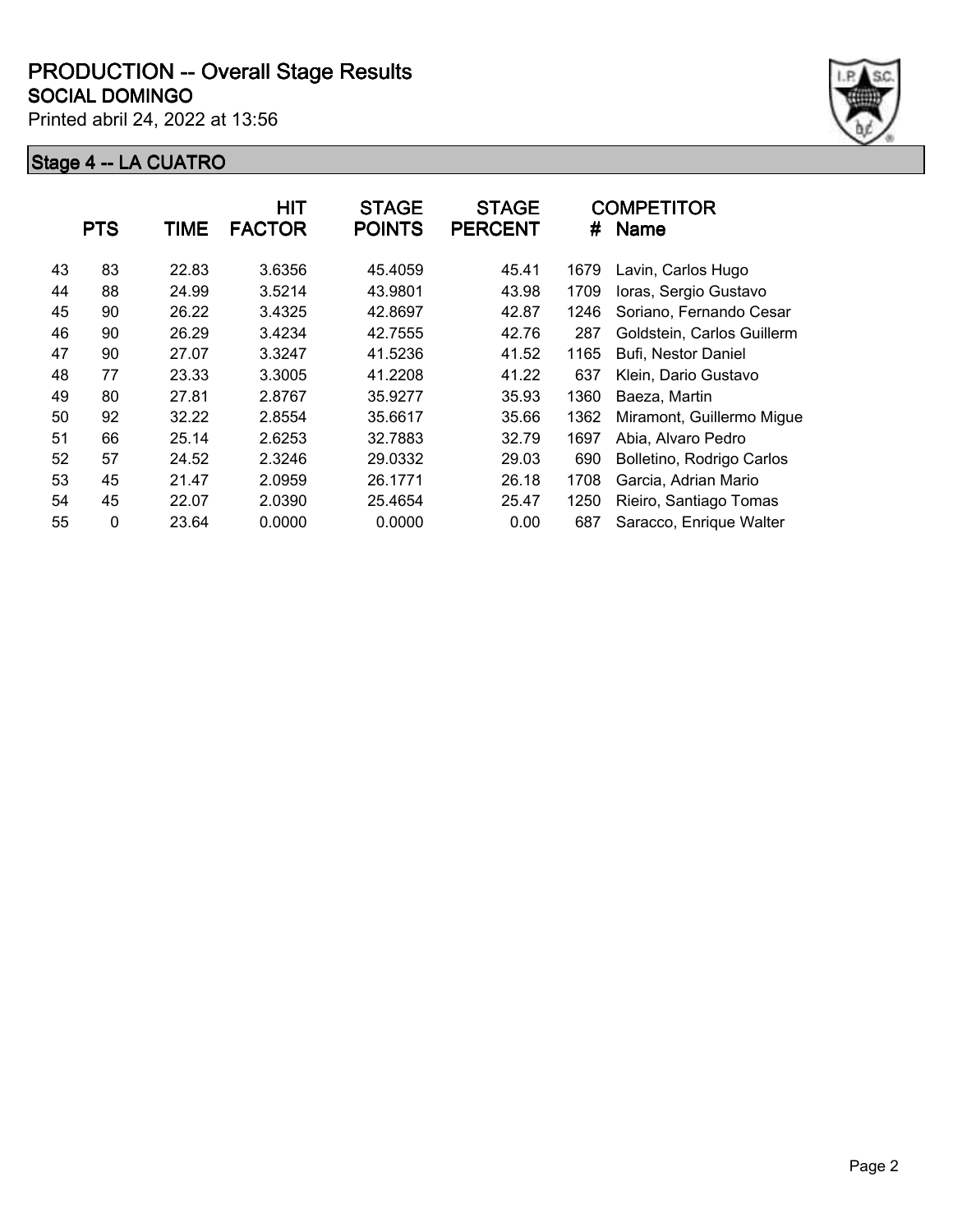# PRODUCTION -- Overall Stage Results

## SOCIAL DOMINGO

Printed abril 24, 2022 at 13:56

### Stage 4 -- LA CUATRO

| | PTS | TIME | HIT FACTOR | STAGE POINTS | STAGE PERCENT | # | COMPETITOR Name |
|---|---|---|---|---|---|---|---|
| 43 | 83 | 22.83 | 3.6356 | 45.4059 | 45.41 | 1679 | Lavin, Carlos Hugo |
| 44 | 88 | 24.99 | 3.5214 | 43.9801 | 43.98 | 1709 | Ioras, Sergio Gustavo |
| 45 | 90 | 26.22 | 3.4325 | 42.8697 | 42.87 | 1246 | Soriano, Fernando Cesar |
| 46 | 90 | 26.29 | 3.4234 | 42.7555 | 42.76 | 287 | Goldstein, Carlos Guillerm |
| 47 | 90 | 27.07 | 3.3247 | 41.5236 | 41.52 | 1165 | Bufi, Nestor Daniel |
| 48 | 77 | 23.33 | 3.3005 | 41.2208 | 41.22 | 637 | Klein, Dario Gustavo |
| 49 | 80 | 27.81 | 2.8767 | 35.9277 | 35.93 | 1360 | Baeza, Martin |
| 50 | 92 | 32.22 | 2.8554 | 35.6617 | 35.66 | 1362 | Miramont, Guillermo Migue |
| 51 | 66 | 25.14 | 2.6253 | 32.7883 | 32.79 | 1697 | Abia, Alvaro Pedro |
| 52 | 57 | 24.52 | 2.3246 | 29.0332 | 29.03 | 690 | Bolletino, Rodrigo Carlos |
| 53 | 45 | 21.47 | 2.0959 | 26.1771 | 26.18 | 1708 | Garcia, Adrian Mario |
| 54 | 45 | 22.07 | 2.0390 | 25.4654 | 25.47 | 1250 | Rieiro, Santiago Tomas |
| 55 | 0 | 23.64 | 0.0000 | 0.0000 | 0.00 | 687 | Saracco, Enrique Walter |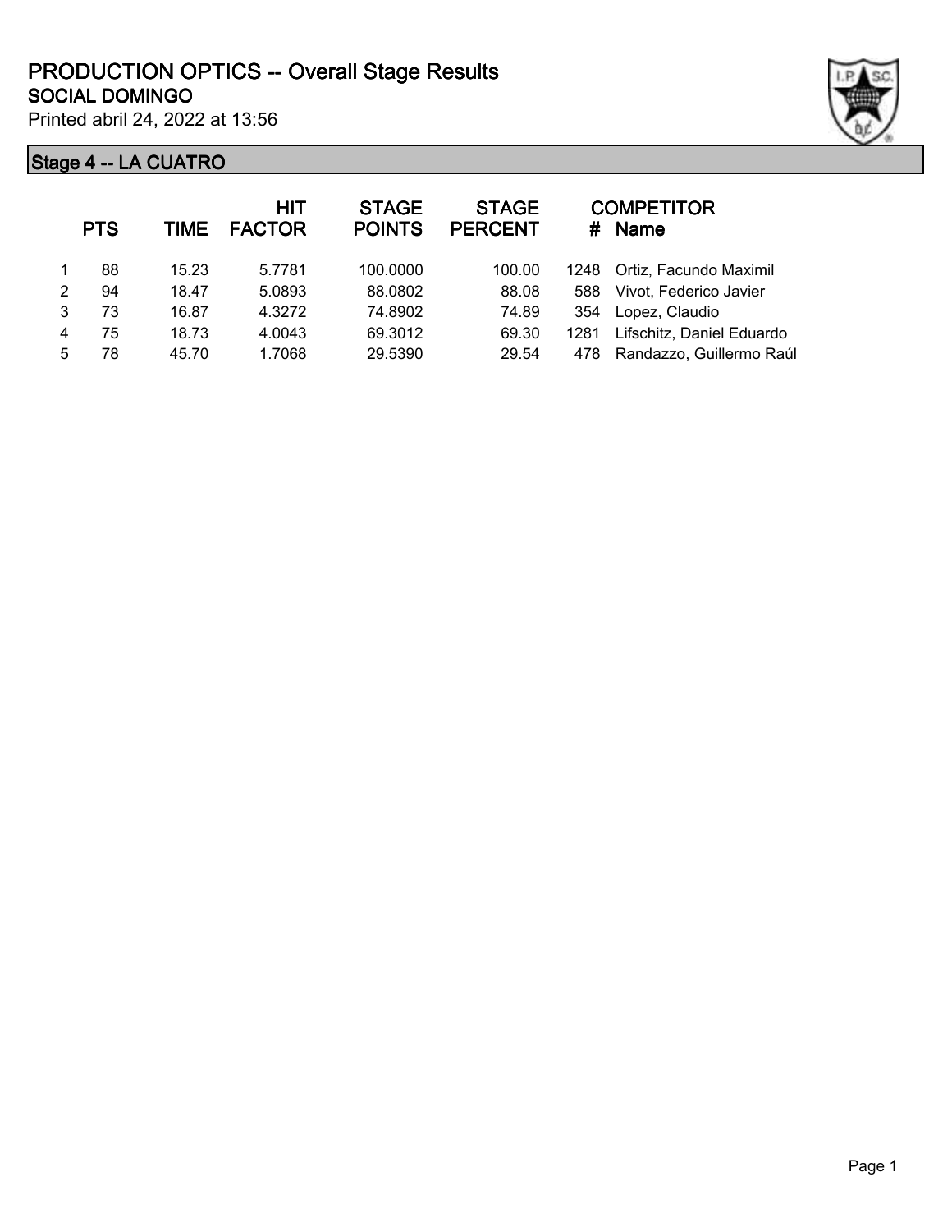# PRODUCTION OPTICS -- Overall Stage Results

## SOCIAL DOMINGO

Printed abril 24, 2022 at 13:56

### Stage 4 -- LA CUATRO

| | PTS | TIME | HIT FACTOR | STAGE POINTS | STAGE PERCENT | # | COMPETITOR Name |
|---|---|---|---|---|---|---|---|
| 1 | 88 | 15.23 | 5.7781 | 100.0000 | 100.00 | 1248 | Ortiz, Facundo Maximil |
| 2 | 94 | 18.47 | 5.0893 | 88.0802 | 88.08 | 588 | Vivot, Federico Javier |
| 3 | 73 | 16.87 | 4.3272 | 74.8902 | 74.89 | 354 | Lopez, Claudio |
| 4 | 75 | 18.73 | 4.0043 | 69.3012 | 69.30 | 1281 | Lifschitz, Daniel Eduardo |
| 5 | 78 | 45.70 | 1.7068 | 29.5390 | 29.54 | 478 | Randazzo, Guillermo Raúl |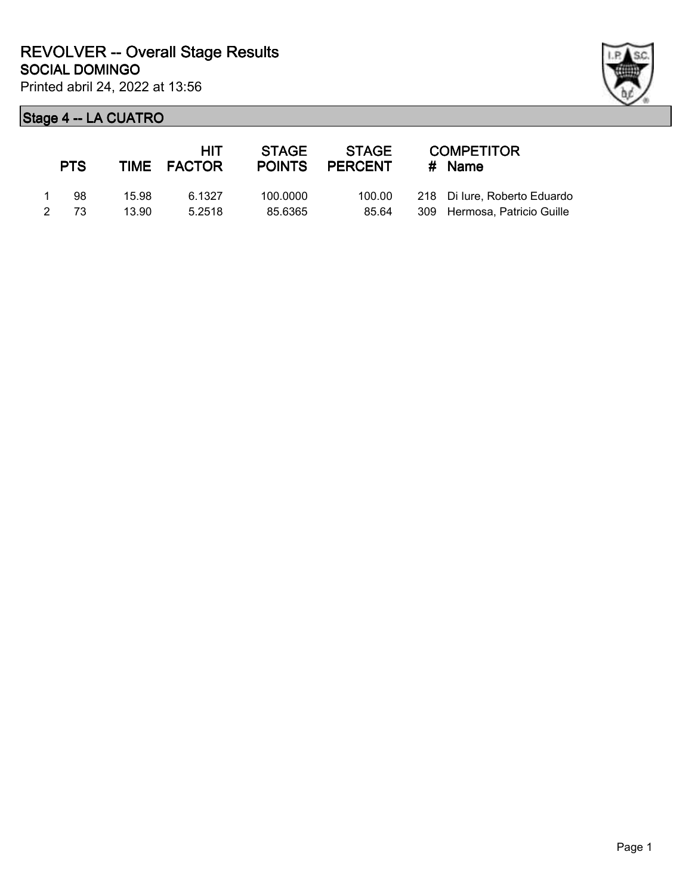# REVOLVER -- Overall Stage Results

## SOCIAL DOMINGO

Printed abril 24, 2022 at 13:56

### Stage 4 -- LA CUATRO

| | PTS | TIME | HIT FACTOR | STAGE POINTS | STAGE PERCENT | # | COMPETITOR Name |
|---|---|---|---|---|---|---|---|
| 1 | 98 | 15.98 | 6.1327 | 100.0000 | 100.00 | 218 | Di Iure, Roberto Eduardo |
| 2 | 73 | 13.90 | 5.2518 | 85.6365 | 85.64 | 309 | Hermosa, Patricio Guille |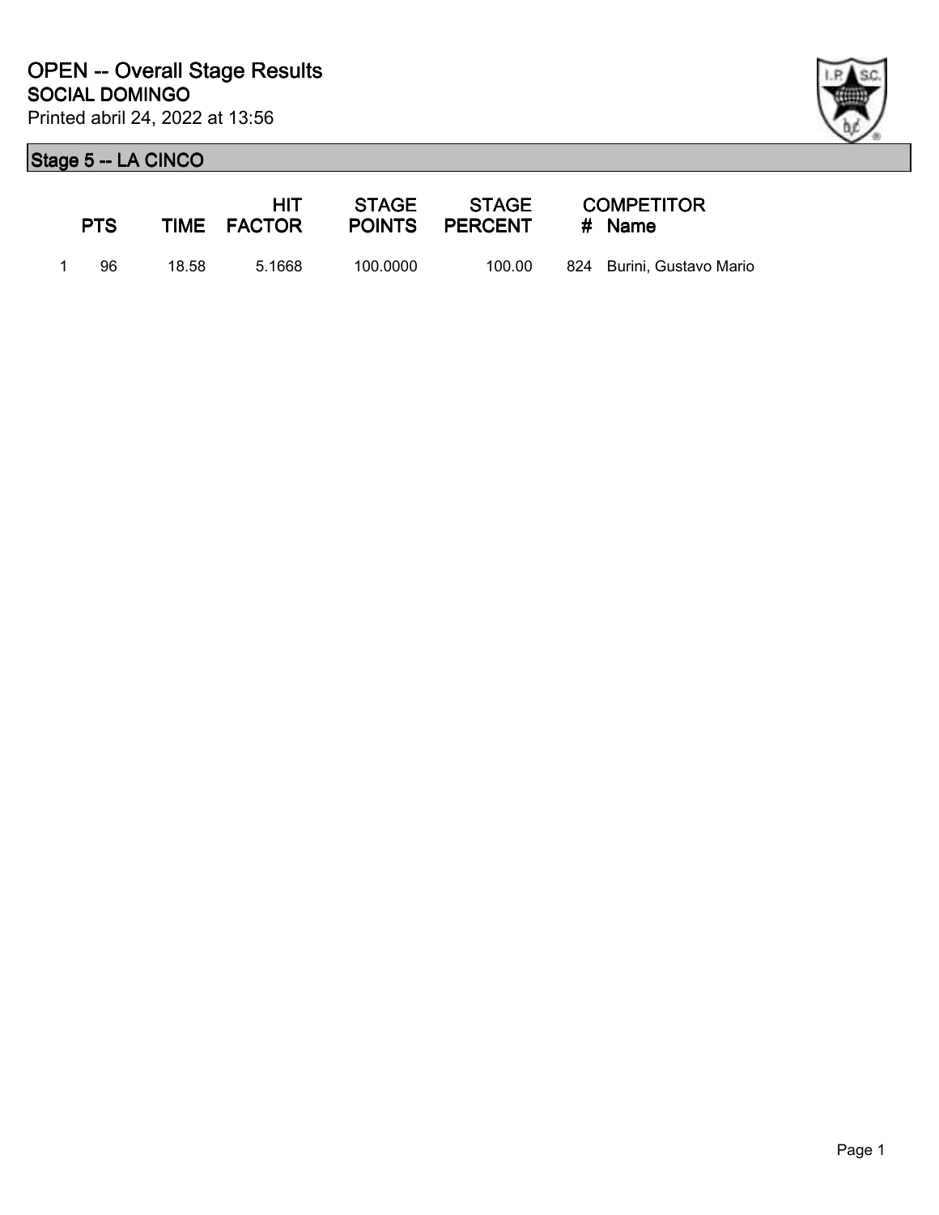# OPEN -- Overall Stage Results

## SOCIAL DOMINGO

Printed abril 24, 2022 at 13:56

### Stage 5 -- LA CINCO

| | PTS | TIME | HIT FACTOR | STAGE POINTS | STAGE PERCENT | # | COMPETITOR Name |
|---|---|---|---|---|---|---|---|
| 1 | 96 | 18.58 | 5.1668 | 100.0000 | 100.00 | 824 | Burini, Gustavo Mario |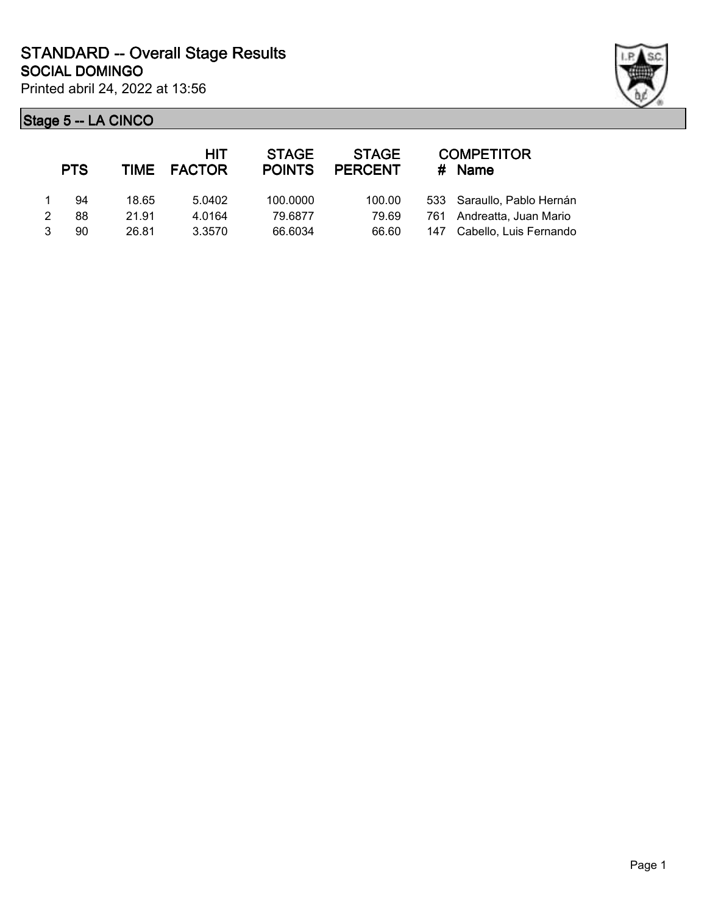# STANDARD -- Overall Stage Results

## SOCIAL DOMINGO

Printed abril 24, 2022 at 13:56

### Stage 5 -- LA CINCO

| | PTS | TIME | HIT FACTOR | STAGE POINTS | STAGE PERCENT | # | COMPETITOR Name |
|---|---|---|---|---|---|---|---|
| 1 | 94 | 18.65 | 5.0402 | 100.0000 | 100.00 | 533 | Saraullo, Pablo Hernán |
| 2 | 88 | 21.91 | 4.0164 | 79.6877 | 79.69 | 761 | Andreatta, Juan Mario |
| 3 | 90 | 26.81 | 3.3570 | 66.6034 | 66.60 | 147 | Cabello, Luis Fernando |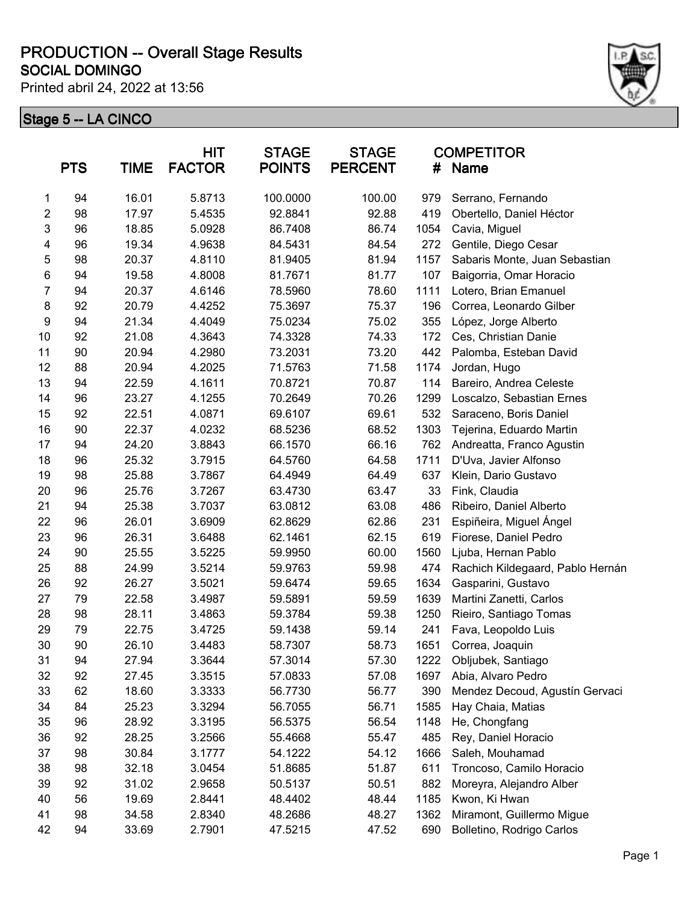# PRODUCTION -- Overall Stage Results

## SOCIAL DOMINGO

Printed abril 24, 2022 at 13:56

### Stage 5 -- LA CINCO

| | PTS | TIME | HIT FACTOR | STAGE POINTS | STAGE PERCENT | # | COMPETITOR Name |
|---|---|---|---|---|---|---|---|
| 1 | 94 | 16.01 | 5.8713 | 100.0000 | 100.00 | 979 | Serrano, Fernando |
| 2 | 98 | 17.97 | 5.4535 | 92.8841 | 92.88 | 419 | Obertello, Daniel Héctor |
| 3 | 96 | 18.85 | 5.0928 | 86.7408 | 86.74 | 1054 | Cavia, Miguel |
| 4 | 96 | 19.34 | 4.9638 | 84.5431 | 84.54 | 272 | Gentile, Diego Cesar |
| 5 | 98 | 20.37 | 4.8110 | 81.9405 | 81.94 | 1157 | Sabaris Monte, Juan Sebastian |
| 6 | 94 | 19.58 | 4.8008 | 81.7671 | 81.77 | 107 | Baigorria, Omar Horacio |
| 7 | 94 | 20.37 | 4.6146 | 78.5960 | 78.60 | 1111 | Lotero, Brian Emanuel |
| 8 | 92 | 20.79 | 4.4252 | 75.3697 | 75.37 | 196 | Correa, Leonardo Gilber |
| 9 | 94 | 21.34 | 4.4049 | 75.0234 | 75.02 | 355 | López, Jorge Alberto |
| 10 | 92 | 21.08 | 4.3643 | 74.3328 | 74.33 | 172 | Ces, Christian Danie |
| 11 | 90 | 20.94 | 4.2980 | 73.2031 | 73.20 | 442 | Palomba, Esteban David |
| 12 | 88 | 20.94 | 4.2025 | 71.5763 | 71.58 | 1174 | Jordan, Hugo |
| 13 | 94 | 22.59 | 4.1611 | 70.8721 | 70.87 | 114 | Bareiro, Andrea Celeste |
| 14 | 96 | 23.27 | 4.1255 | 70.2649 | 70.26 | 1299 | Loscalzo, Sebastian Ernes |
| 15 | 92 | 22.51 | 4.0871 | 69.6107 | 69.61 | 532 | Saraceno, Boris Daniel |
| 16 | 90 | 22.37 | 4.0232 | 68.5236 | 68.52 | 1303 | Tejerina, Eduardo Martin |
| 17 | 94 | 24.20 | 3.8843 | 66.1570 | 66.16 | 762 | Andreatta, Franco Agustin |
| 18 | 96 | 25.32 | 3.7915 | 64.5760 | 64.58 | 1711 | D'Uva, Javier Alfonso |
| 19 | 98 | 25.88 | 3.7867 | 64.4949 | 64.49 | 637 | Klein, Dario Gustavo |
| 20 | 96 | 25.76 | 3.7267 | 63.4730 | 63.47 | 33 | Fink, Claudia |
| 21 | 94 | 25.38 | 3.7037 | 63.0812 | 63.08 | 486 | Ribeiro, Daniel Alberto |
| 22 | 96 | 26.01 | 3.6909 | 62.8629 | 62.86 | 231 | Espiñeira, Miguel Ángel |
| 23 | 96 | 26.31 | 3.6488 | 62.1461 | 62.15 | 619 | Fiorese, Daniel Pedro |
| 24 | 90 | 25.55 | 3.5225 | 59.9950 | 60.00 | 1560 | Ljuba, Hernan Pablo |
| 25 | 88 | 24.99 | 3.5214 | 59.9763 | 59.98 | 474 | Rachich Kildegaard, Pablo Hernán |
| 26 | 92 | 26.27 | 3.5021 | 59.6474 | 59.65 | 1634 | Gasparini, Gustavo |
| 27 | 79 | 22.58 | 3.4987 | 59.5891 | 59.59 | 1639 | Martini Zanetti, Carlos |
| 28 | 98 | 28.11 | 3.4863 | 59.3784 | 59.38 | 1250 | Rieiro, Santiago Tomas |
| 29 | 79 | 22.75 | 3.4725 | 59.1438 | 59.14 | 241 | Fava, Leopoldo Luis |
| 30 | 90 | 26.10 | 3.4483 | 58.7307 | 58.73 | 1651 | Correa, Joaquin |
| 31 | 94 | 27.94 | 3.3644 | 57.3014 | 57.30 | 1222 | Obljubek, Santiago |
| 32 | 92 | 27.45 | 3.3515 | 57.0833 | 57.08 | 1697 | Abia, Alvaro Pedro |
| 33 | 62 | 18.60 | 3.3333 | 56.7730 | 56.77 | 390 | Mendez Decoud, Agustín Gervaci |
| 34 | 84 | 25.23 | 3.3294 | 56.7055 | 56.71 | 1585 | Hay Chaia, Matias |
| 35 | 96 | 28.92 | 3.3195 | 56.5375 | 56.54 | 1148 | He, Chongfang |
| 36 | 92 | 28.25 | 3.2566 | 55.4668 | 55.47 | 485 | Rey, Daniel Horacio |
| 37 | 98 | 30.84 | 3.1777 | 54.1222 | 54.12 | 1666 | Saleh, Mouhamad |
| 38 | 98 | 32.18 | 3.0454 | 51.8685 | 51.87 | 611 | Troncoso, Camilo Horacio |
| 39 | 92 | 31.02 | 2.9658 | 50.5137 | 50.51 | 882 | Moreyra, Alejandro Alber |
| 40 | 56 | 19.69 | 2.8441 | 48.4402 | 48.44 | 1185 | Kwon, Ki Hwan |
| 41 | 98 | 34.58 | 2.8340 | 48.2686 | 48.27 | 1362 | Miramont, Guillermo Migue |
| 42 | 94 | 33.69 | 2.7901 | 47.5215 | 47.52 | 690 | Bolletino, Rodrigo Carlos |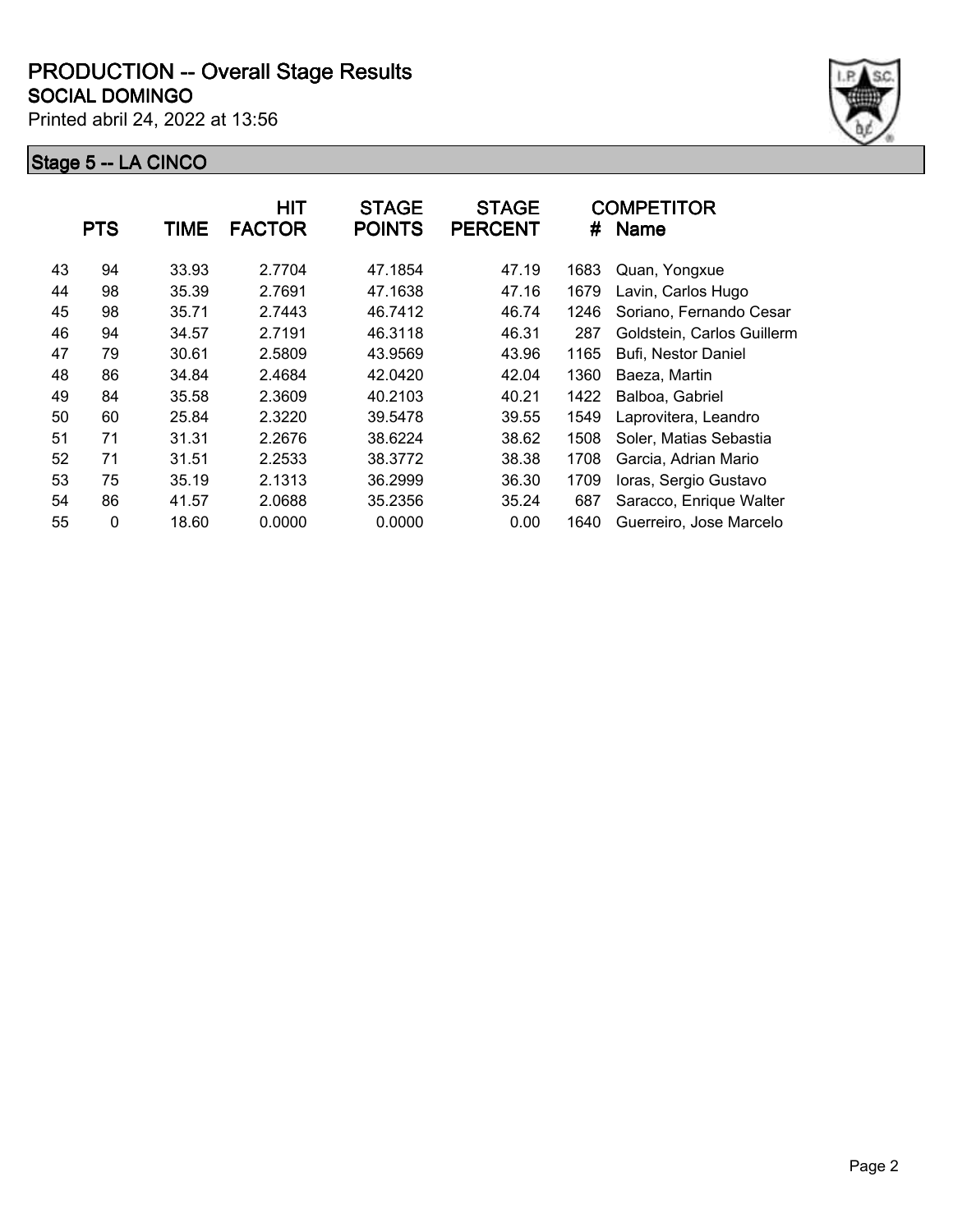# PRODUCTION -- Overall Stage Results

## SOCIAL DOMINGO

Printed abril 24, 2022 at 13:56

### Stage 5 -- LA CINCO

| | PTS | TIME | HIT FACTOR | STAGE POINTS | STAGE PERCENT | # | COMPETITOR Name |
|---|---|---|---|---|---|---|---|
| 43 | 94 | 33.93 | 2.7704 | 47.1854 | 47.19 | 1683 | Quan, Yongxue |
| 44 | 98 | 35.39 | 2.7691 | 47.1638 | 47.16 | 1679 | Lavin, Carlos Hugo |
| 45 | 98 | 35.71 | 2.7443 | 46.7412 | 46.74 | 1246 | Soriano, Fernando Cesar |
| 46 | 94 | 34.57 | 2.7191 | 46.3118 | 46.31 | 287 | Goldstein, Carlos Guillerm |
| 47 | 79 | 30.61 | 2.5809 | 43.9569 | 43.96 | 1165 | Bufi, Nestor Daniel |
| 48 | 86 | 34.84 | 2.4684 | 42.0420 | 42.04 | 1360 | Baeza, Martin |
| 49 | 84 | 35.58 | 2.3609 | 40.2103 | 40.21 | 1422 | Balboa, Gabriel |
| 50 | 60 | 25.84 | 2.3220 | 39.5478 | 39.55 | 1549 | Laprovitera, Leandro |
| 51 | 71 | 31.31 | 2.2676 | 38.6224 | 38.62 | 1508 | Soler, Matias Sebastia |
| 52 | 71 | 31.51 | 2.2533 | 38.3772 | 38.38 | 1708 | Garcia, Adrian Mario |
| 53 | 75 | 35.19 | 2.1313 | 36.2999 | 36.30 | 1709 | Ioras, Sergio Gustavo |
| 54 | 86 | 41.57 | 2.0688 | 35.2356 | 35.24 | 687 | Saracco, Enrique Walter |
| 55 | 0 | 18.60 | 0.0000 | 0.0000 | 0.00 | 1640 | Guerreiro, Jose Marcelo |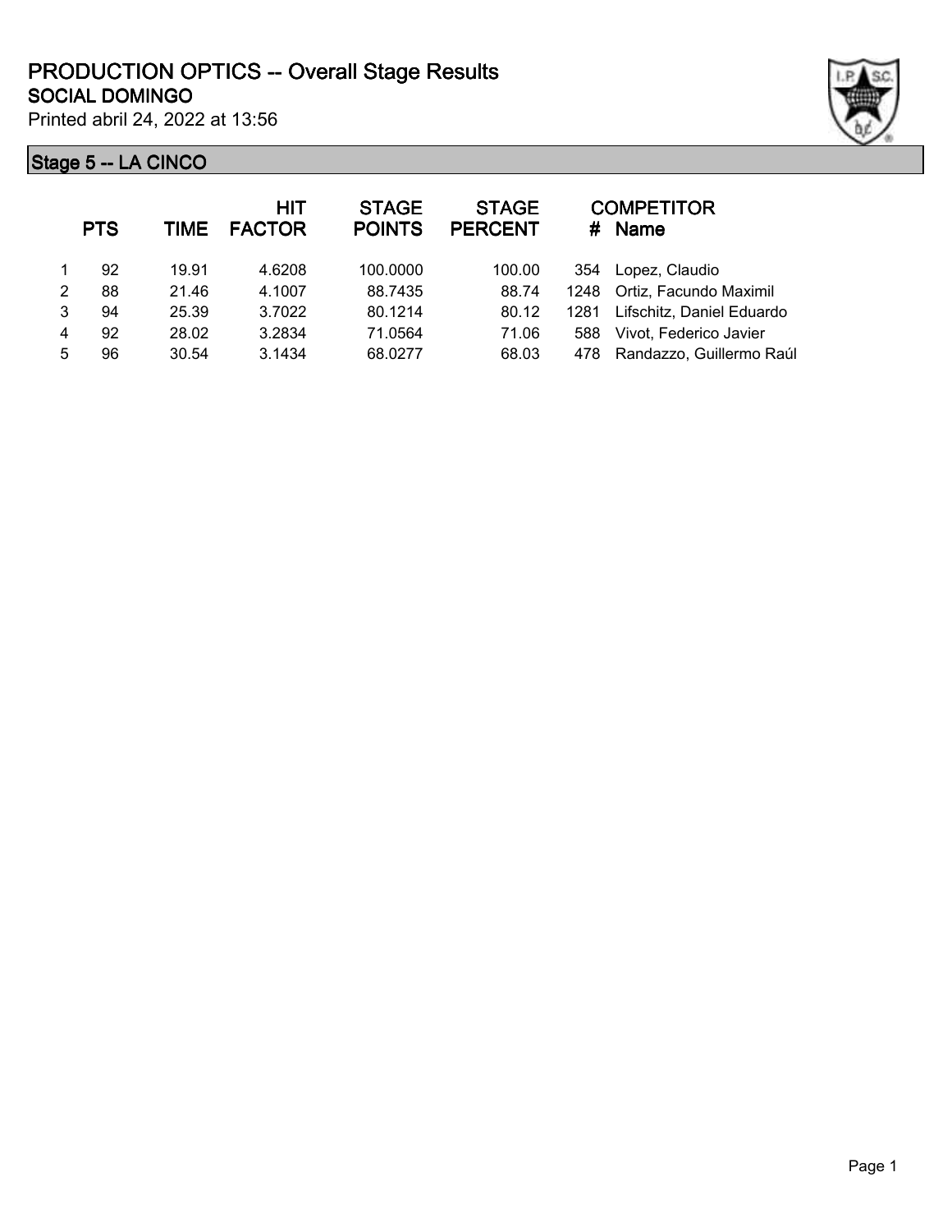# PRODUCTION OPTICS -- Overall Stage Results

## SOCIAL DOMINGO

Printed abril 24, 2022 at 13:56

### Stage 5 -- LA CINCO

| | PTS | TIME | HIT FACTOR | STAGE POINTS | STAGE PERCENT | # | COMPETITOR Name |
|---|---|---|---|---|---|---|---|
| 1 | 92 | 19.91 | 4.6208 | 100.0000 | 100.00 | 354 | Lopez, Claudio |
| 2 | 88 | 21.46 | 4.1007 | 88.7435 | 88.74 | 1248 | Ortiz, Facundo Maximil |
| 3 | 94 | 25.39 | 3.7022 | 80.1214 | 80.12 | 1281 | Lifschitz, Daniel Eduardo |
| 4 | 92 | 28.02 | 3.2834 | 71.0564 | 71.06 | 588 | Vivot, Federico Javier |
| 5 | 96 | 30.54 | 3.1434 | 68.0277 | 68.03 | 478 | Randazzo, Guillermo Raúl |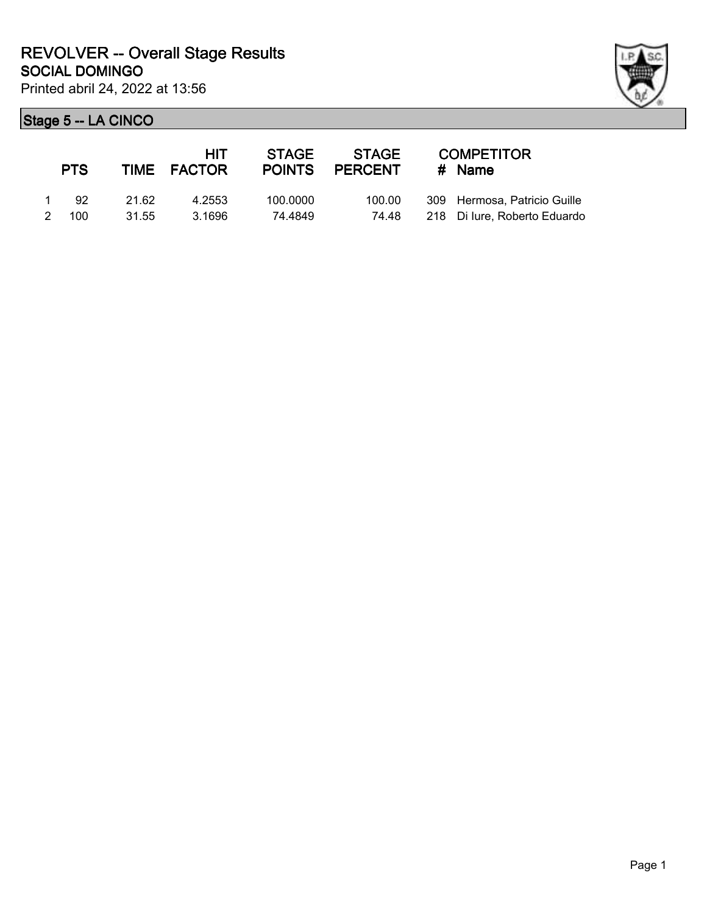# REVOLVER -- Overall Stage Results

## SOCIAL DOMINGO

Printed abril 24, 2022 at 13:56

### Stage 5 -- LA CINCO

| | PTS | TIME | HIT FACTOR | STAGE POINTS | STAGE PERCENT | # | COMPETITOR Name |
|---|---|---|---|---|---|---|---|
| 1 | 92 | 21.62 | 4.2553 | 100.0000 | 100.00 | 309 | Hermosa, Patricio Guille |
| 2 | 100 | 31.55 | 3.1696 | 74.4849 | 74.48 | 218 | Di Iure, Roberto Eduardo |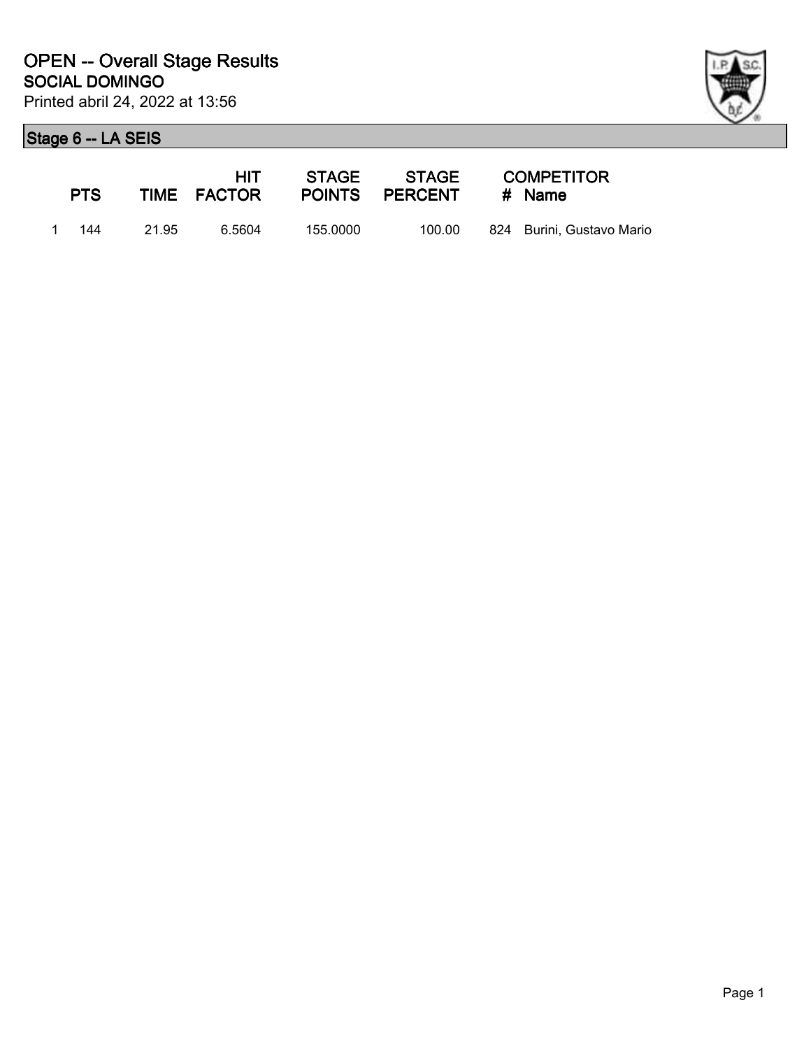# OPEN -- Overall Stage Results

**SOCIAL DOMINGO**

Printed abril 24, 2022 at 13:56

## Stage 6 -- LA SEIS

| | PTS | TIME | HIT FACTOR | STAGE POINTS | STAGE PERCENT | # | COMPETITOR Name |
|---|---|---|---|---|---|---|---|
| 1 | 144 | 21.95 | 6.5604 | 155.0000 | 100.00 | 824 | Burini, Gustavo Mario |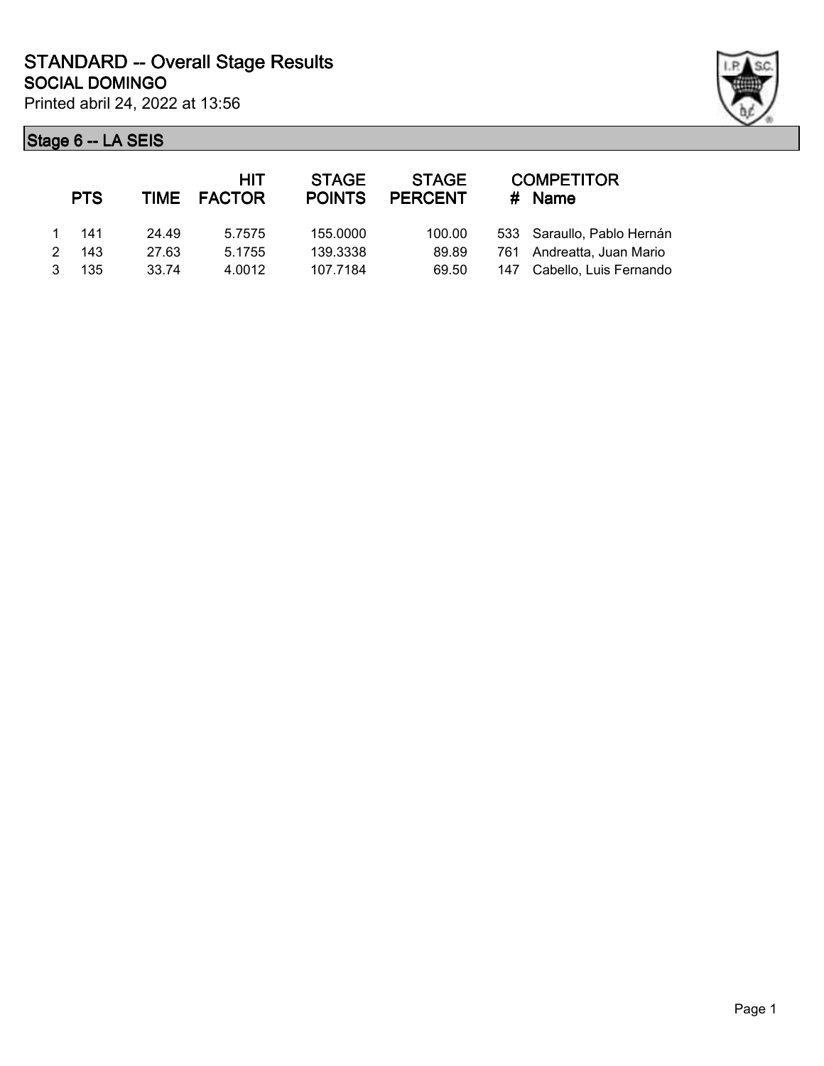# STANDARD -- Overall Stage Results

## SOCIAL DOMINGO

Printed abril 24, 2022 at 13:56

### Stage 6 -- LA SEIS

| | PTS | TIME | HIT FACTOR | STAGE POINTS | STAGE PERCENT | # | COMPETITOR Name |
|---|---|---|---|---|---|---|---|
| 1 | 141 | 24.49 | 5.7575 | 155.0000 | 100.00 | 533 | Saraullo, Pablo Hernán |
| 2 | 143 | 27.63 | 5.1755 | 139.3338 | 89.89 | 761 | Andreatta, Juan Mario |
| 3 | 135 | 33.74 | 4.0012 | 107.7184 | 69.50 | 147 | Cabello, Luis Fernando |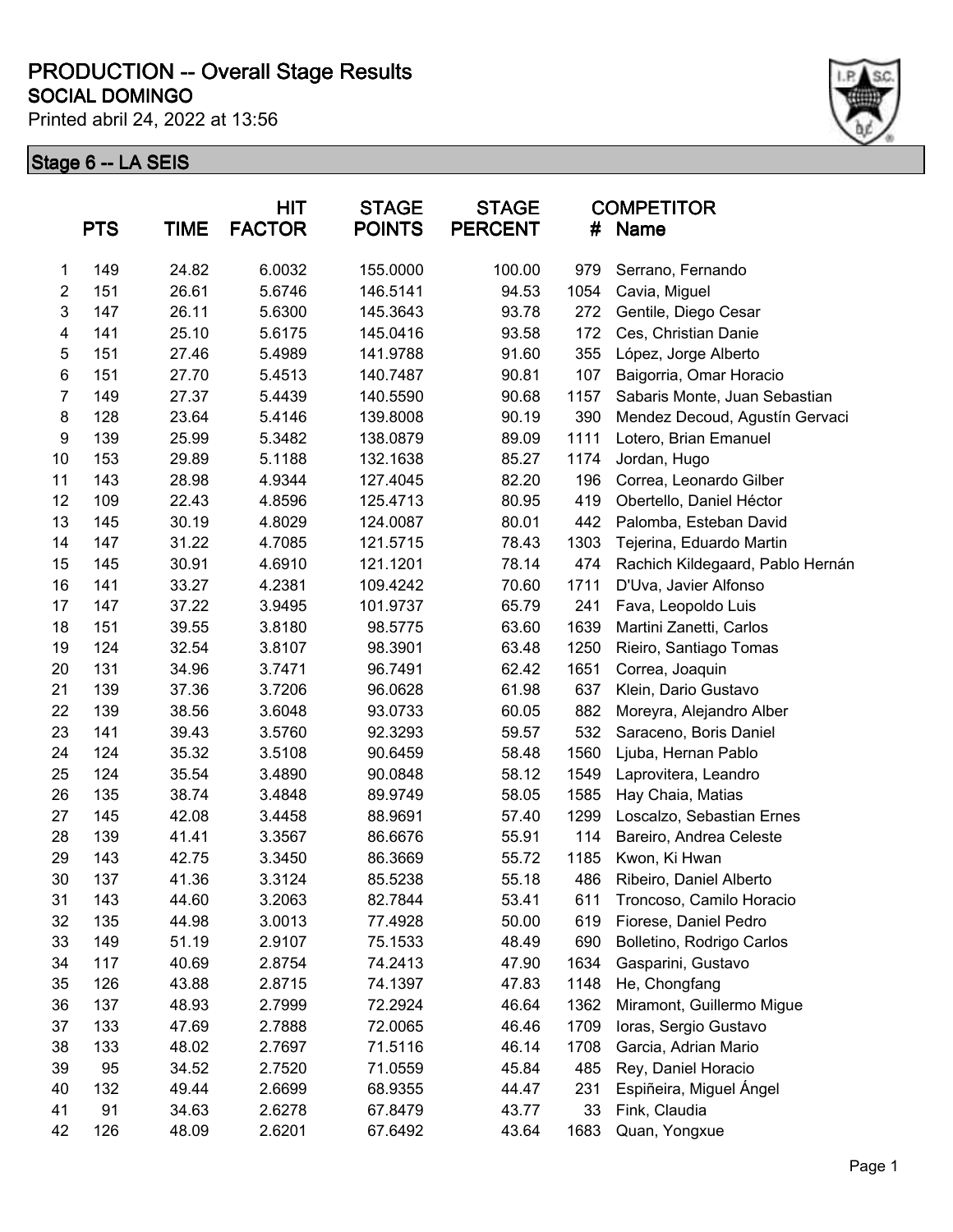# PRODUCTION -- Overall Stage Results

## SOCIAL DOMINGO

Printed abril 24, 2022 at 13:56

### Stage 6 -- LA SEIS

| | PTS | TIME | HIT FACTOR | STAGE POINTS | STAGE PERCENT | COMPETITOR # | Name |
|---|---|---|---|---|---|---|---|
| 1 | 149 | 24.82 | 6.0032 | 155.0000 | 100.00 | 979 | Serrano, Fernando |
| 2 | 151 | 26.61 | 5.6746 | 146.5141 | 94.53 | 1054 | Cavia, Miguel |
| 3 | 147 | 26.11 | 5.6300 | 145.3643 | 93.78 | 272 | Gentile, Diego Cesar |
| 4 | 141 | 25.10 | 5.6175 | 145.0416 | 93.58 | 172 | Ces, Christian Danie |
| 5 | 151 | 27.46 | 5.4989 | 141.9788 | 91.60 | 355 | López, Jorge Alberto |
| 6 | 151 | 27.70 | 5.4513 | 140.7487 | 90.81 | 107 | Baigorria, Omar Horacio |
| 7 | 149 | 27.37 | 5.4439 | 140.5590 | 90.68 | 1157 | Sabaris Monte, Juan Sebastian |
| 8 | 128 | 23.64 | 5.4146 | 139.8008 | 90.19 | 390 | Mendez Decoud, Agustín Gervaci |
| 9 | 139 | 25.99 | 5.3482 | 138.0879 | 89.09 | 1111 | Lotero, Brian Emanuel |
| 10 | 153 | 29.89 | 5.1188 | 132.1638 | 85.27 | 1174 | Jordan, Hugo |
| 11 | 143 | 28.98 | 4.9344 | 127.4045 | 82.20 | 196 | Correa, Leonardo Gilber |
| 12 | 109 | 22.43 | 4.8596 | 125.4713 | 80.95 | 419 | Obertello, Daniel Héctor |
| 13 | 145 | 30.19 | 4.8029 | 124.0087 | 80.01 | 442 | Palomba, Esteban David |
| 14 | 147 | 31.22 | 4.7085 | 121.5715 | 78.43 | 1303 | Tejerina, Eduardo Martin |
| 15 | 145 | 30.91 | 4.6910 | 121.1201 | 78.14 | 474 | Rachich Kildegaard, Pablo Hernán |
| 16 | 141 | 33.27 | 4.2381 | 109.4242 | 70.60 | 1711 | D'Uva, Javier Alfonso |
| 17 | 147 | 37.22 | 3.9495 | 101.9737 | 65.79 | 241 | Fava, Leopoldo Luis |
| 18 | 151 | 39.55 | 3.8180 | 98.5775 | 63.60 | 1639 | Martini Zanetti, Carlos |
| 19 | 124 | 32.54 | 3.8107 | 98.3901 | 63.48 | 1250 | Rieiro, Santiago Tomas |
| 20 | 131 | 34.96 | 3.7471 | 96.7491 | 62.42 | 1651 | Correa, Joaquin |
| 21 | 139 | 37.36 | 3.7206 | 96.0628 | 61.98 | 637 | Klein, Dario Gustavo |
| 22 | 139 | 38.56 | 3.6048 | 93.0733 | 60.05 | 882 | Moreyra, Alejandro Alber |
| 23 | 141 | 39.43 | 3.5760 | 92.3293 | 59.57 | 532 | Saraceno, Boris Daniel |
| 24 | 124 | 35.32 | 3.5108 | 90.6459 | 58.48 | 1560 | Ljuba, Hernan Pablo |
| 25 | 124 | 35.54 | 3.4890 | 90.0848 | 58.12 | 1549 | Laprovitera, Leandro |
| 26 | 135 | 38.74 | 3.4848 | 89.9749 | 58.05 | 1585 | Hay Chaia, Matias |
| 27 | 145 | 42.08 | 3.4458 | 88.9691 | 57.40 | 1299 | Loscalzo, Sebastian Ernes |
| 28 | 139 | 41.41 | 3.3567 | 86.6676 | 55.91 | 114 | Bareiro, Andrea Celeste |
| 29 | 143 | 42.75 | 3.3450 | 86.3669 | 55.72 | 1185 | Kwon, Ki Hwan |
| 30 | 137 | 41.36 | 3.3124 | 85.5238 | 55.18 | 486 | Ribeiro, Daniel Alberto |
| 31 | 143 | 44.60 | 3.2063 | 82.7844 | 53.41 | 611 | Troncoso, Camilo Horacio |
| 32 | 135 | 44.98 | 3.0013 | 77.4928 | 50.00 | 619 | Fiorese, Daniel Pedro |
| 33 | 149 | 51.19 | 2.9107 | 75.1533 | 48.49 | 690 | Bolletino, Rodrigo Carlos |
| 34 | 117 | 40.69 | 2.8754 | 74.2413 | 47.90 | 1634 | Gasparini, Gustavo |
| 35 | 126 | 43.88 | 2.8715 | 74.1397 | 47.83 | 1148 | He, Chongfang |
| 36 | 137 | 48.93 | 2.7999 | 72.2924 | 46.64 | 1362 | Miramont, Guillermo Migue |
| 37 | 133 | 47.69 | 2.7888 | 72.0065 | 46.46 | 1709 | Ioras, Sergio Gustavo |
| 38 | 133 | 48.02 | 2.7697 | 71.5116 | 46.14 | 1708 | Garcia, Adrian Mario |
| 39 | 95 | 34.52 | 2.7520 | 71.0559 | 45.84 | 485 | Rey, Daniel Horacio |
| 40 | 132 | 49.44 | 2.6699 | 68.9355 | 44.47 | 231 | Espiñeira, Miguel Ángel |
| 41 | 91 | 34.63 | 2.6278 | 67.8479 | 43.77 | 33 | Fink, Claudia |
| 42 | 126 | 48.09 | 2.6201 | 67.6492 | 43.64 | 1683 | Quan, Yongxue |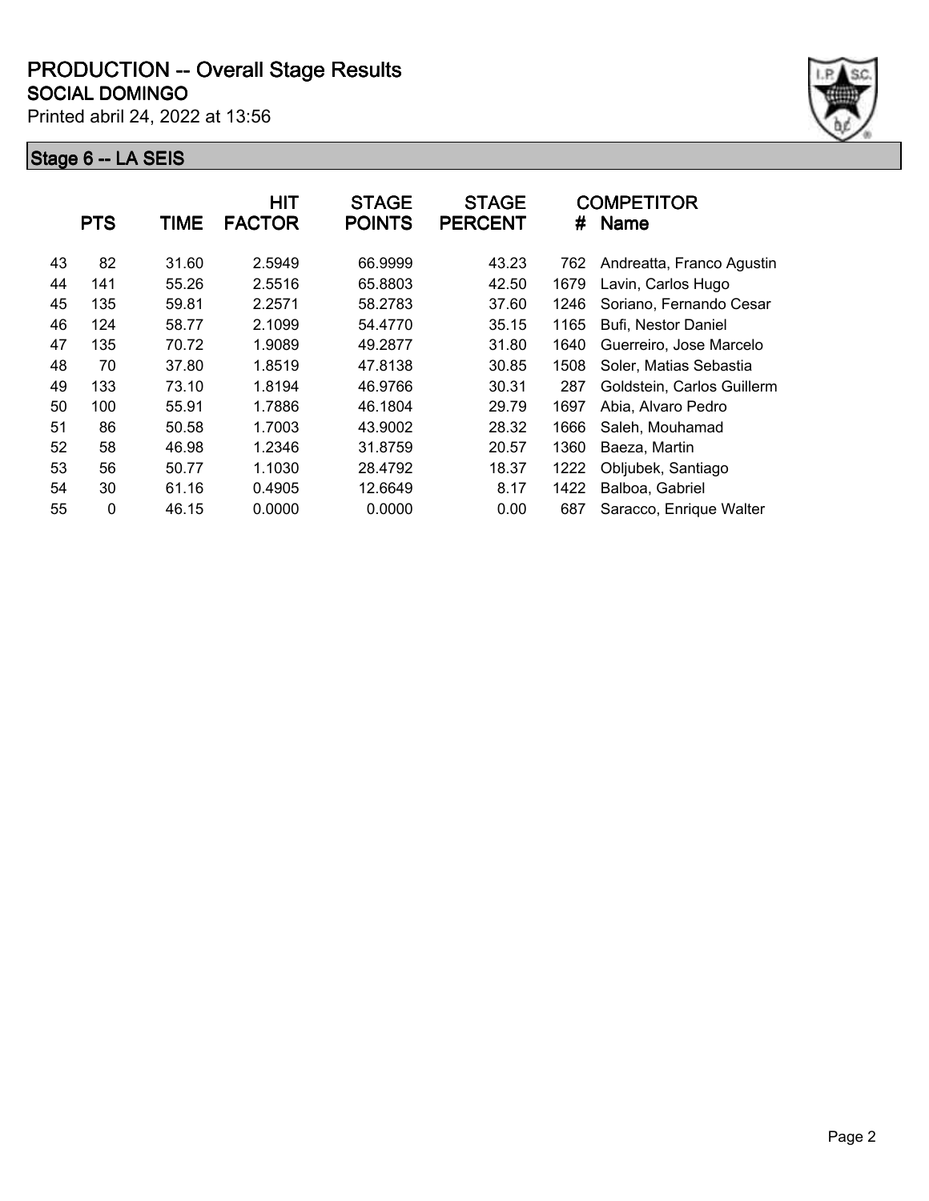# PRODUCTION -- Overall Stage Results

## SOCIAL DOMINGO

Printed abril 24, 2022 at 13:56

### Stage 6 -- LA SEIS

| | PTS | TIME | HIT FACTOR | STAGE POINTS | STAGE PERCENT | # | COMPETITOR Name |
|---|---|---|---|---|---|---|---|
| 43 | 82 | 31.60 | 2.5949 | 66.9999 | 43.23 | 762 | Andreatta, Franco Agustin |
| 44 | 141 | 55.26 | 2.5516 | 65.8803 | 42.50 | 1679 | Lavin, Carlos Hugo |
| 45 | 135 | 59.81 | 2.2571 | 58.2783 | 37.60 | 1246 | Soriano, Fernando Cesar |
| 46 | 124 | 58.77 | 2.1099 | 54.4770 | 35.15 | 1165 | Bufi, Nestor Daniel |
| 47 | 135 | 70.72 | 1.9089 | 49.2877 | 31.80 | 1640 | Guerreiro, Jose Marcelo |
| 48 | 70 | 37.80 | 1.8519 | 47.8138 | 30.85 | 1508 | Soler, Matias Sebastia |
| 49 | 133 | 73.10 | 1.8194 | 46.9766 | 30.31 | 287 | Goldstein, Carlos Guillerm |
| 50 | 100 | 55.91 | 1.7886 | 46.1804 | 29.79 | 1697 | Abia, Alvaro Pedro |
| 51 | 86 | 50.58 | 1.7003 | 43.9002 | 28.32 | 1666 | Saleh, Mouhamad |
| 52 | 58 | 46.98 | 1.2346 | 31.8759 | 20.57 | 1360 | Baeza, Martin |
| 53 | 56 | 50.77 | 1.1030 | 28.4792 | 18.37 | 1222 | Obljubek, Santiago |
| 54 | 30 | 61.16 | 0.4905 | 12.6649 | 8.17 | 1422 | Balboa, Gabriel |
| 55 | 0 | 46.15 | 0.0000 | 0.0000 | 0.00 | 687 | Saracco, Enrique Walter |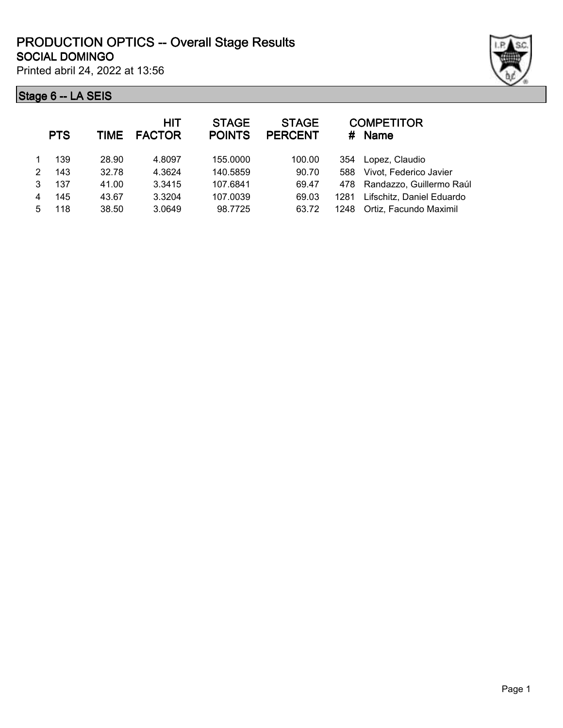# PRODUCTION OPTICS -- Overall Stage Results

## SOCIAL DOMINGO

Printed abril 24, 2022 at 13:56

### Stage 6 -- LA SEIS

| | PTS | TIME | HIT FACTOR | STAGE POINTS | STAGE PERCENT | # | COMPETITOR Name |
|---|---|---|---|---|---|---|---|
| 1 | 139 | 28.90 | 4.8097 | 155.0000 | 100.00 | 354 | Lopez, Claudio |
| 2 | 143 | 32.78 | 4.3624 | 140.5859 | 90.70 | 588 | Vivot, Federico Javier |
| 3 | 137 | 41.00 | 3.3415 | 107.6841 | 69.47 | 478 | Randazzo, Guillermo Raúl |
| 4 | 145 | 43.67 | 3.3204 | 107.0039 | 69.03 | 1281 | Lifschitz, Daniel Eduardo |
| 5 | 118 | 38.50 | 3.0649 | 98.7725 | 63.72 | 1248 | Ortiz, Facundo Maximil |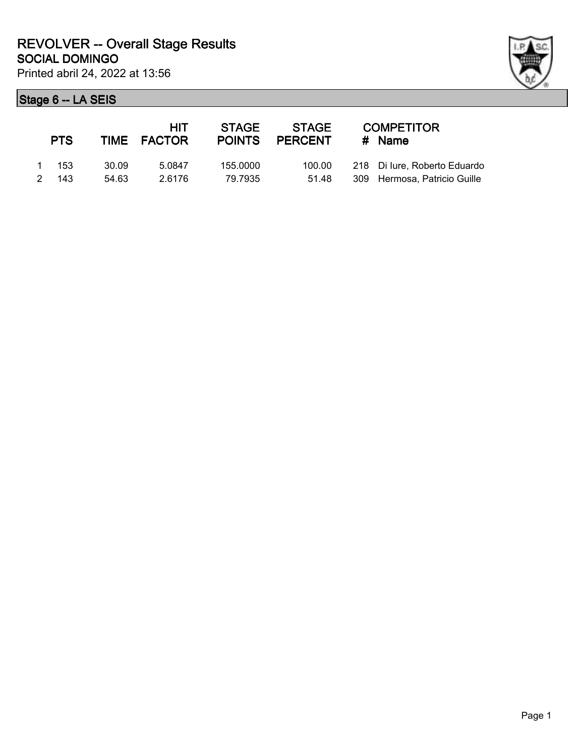# REVOLVER -- Overall Stage Results

## SOCIAL DOMINGO

Printed abril 24, 2022 at 13:56

### Stage 6 -- LA SEIS

| | PTS | TIME | HIT FACTOR | STAGE POINTS | STAGE PERCENT | # | COMPETITOR Name |
|---|---|---|---|---|---|---|---|
| 1 | 153 | 30.09 | 5.0847 | 155.0000 | 100.00 | 218 | Di Iure, Roberto Eduardo |
| 2 | 143 | 54.63 | 2.6176 | 79.7935 | 51.48 | 309 | Hermosa, Patricio Guille |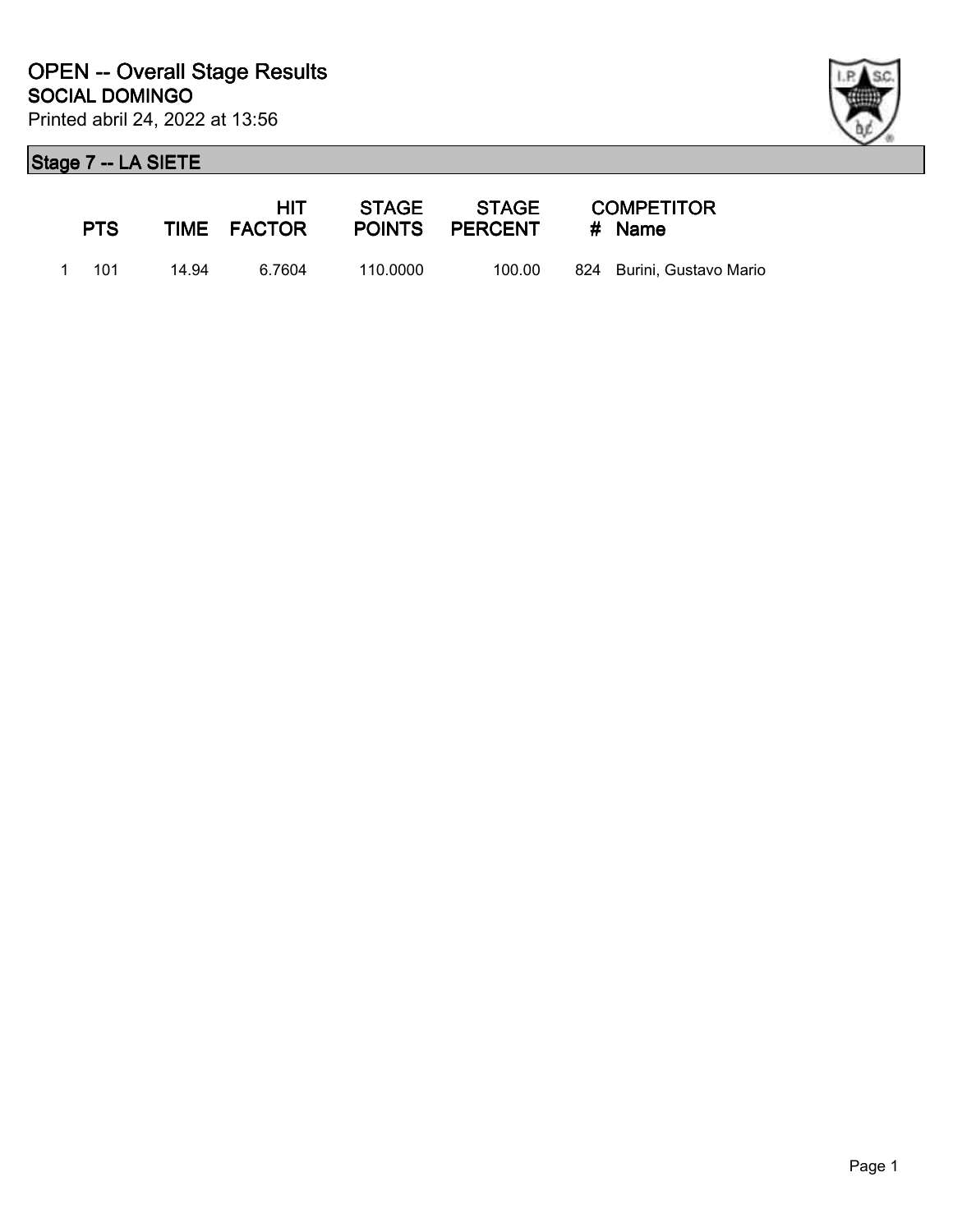# OPEN -- Overall Stage Results

**SOCIAL DOMINGO**

Printed abril 24, 2022 at 13:56

## Stage 7 -- LA SIETE

| | PTS | TIME | HIT FACTOR | STAGE POINTS | STAGE PERCENT | COMPETITOR # | Name |
|---|---|---|---|---|---|---|---|
| 1 | 101 | 14.94 | 6.7604 | 110.0000 | 100.00 | 824 | Burini, Gustavo Mario |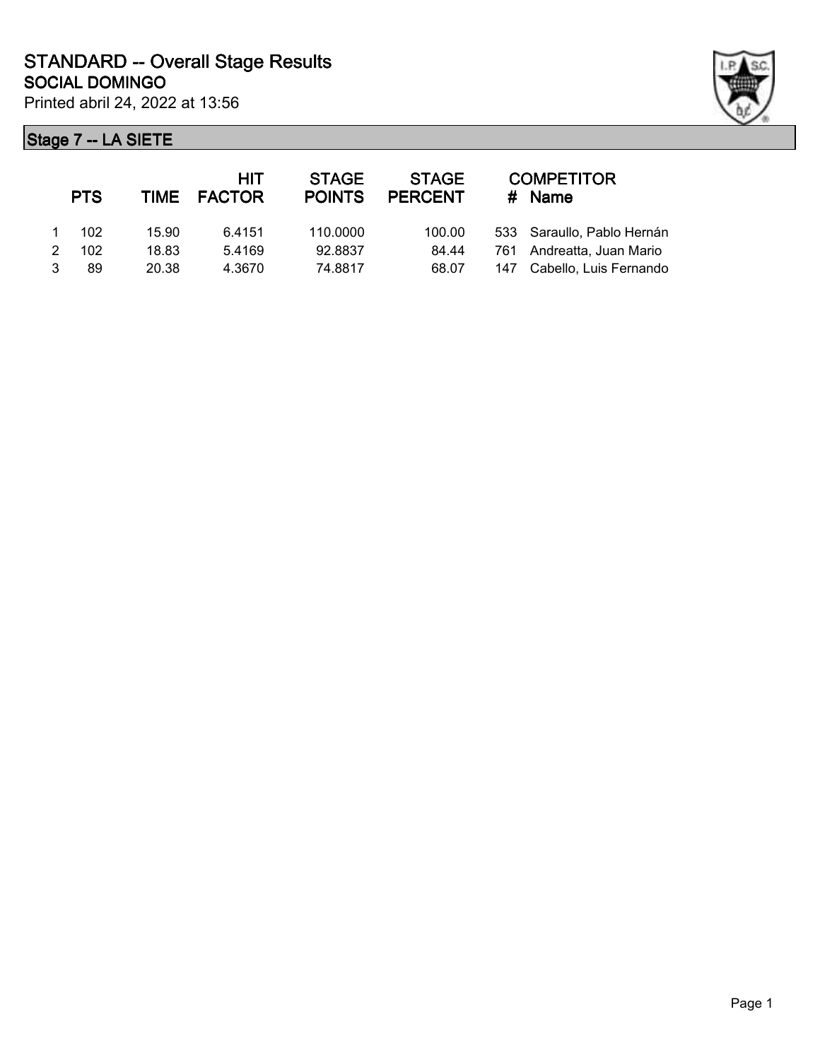# STANDARD -- Overall Stage Results

## SOCIAL DOMINGO

Printed abril 24, 2022 at 13:56

### Stage 7 -- LA SIETE

| | PTS | TIME | HIT FACTOR | STAGE POINTS | STAGE PERCENT | # | COMPETITOR Name |
|---|---|---|---|---|---|---|---|
| 1 | 102 | 15.90 | 6.4151 | 110.0000 | 100.00 | 533 | Saraullo, Pablo Hernán |
| 2 | 102 | 18.83 | 5.4169 | 92.8837 | 84.44 | 761 | Andreatta, Juan Mario |
| 3 | 89 | 20.38 | 4.3670 | 74.8817 | 68.07 | 147 | Cabello, Luis Fernando |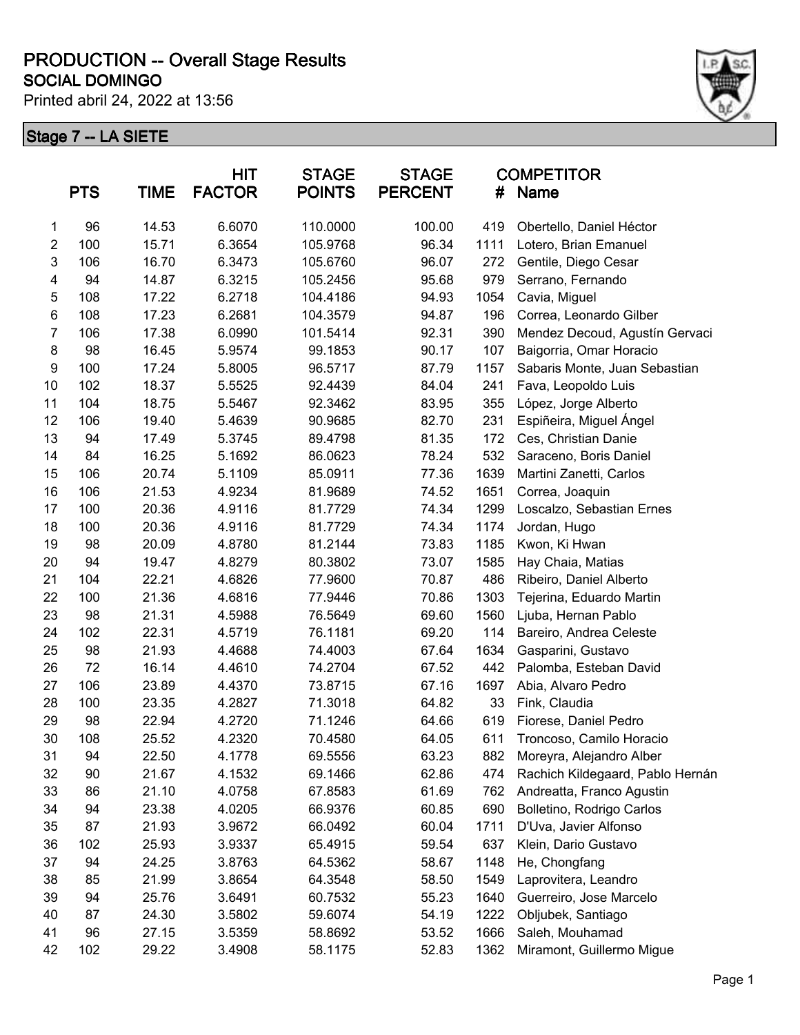# PRODUCTION -- Overall Stage Results

## SOCIAL DOMINGO

Printed abril 24, 2022 at 13:56

### Stage 7 -- LA SIETE

| | PTS | TIME | HIT FACTOR | STAGE POINTS | STAGE PERCENT | # | COMPETITOR Name |
|---|---|---|---|---|---|---|---|
| 1 | 96 | 14.53 | 6.6070 | 110.0000 | 100.00 | 419 | Obertello, Daniel Héctor |
| 2 | 100 | 15.71 | 6.3654 | 105.9768 | 96.34 | 1111 | Lotero, Brian Emanuel |
| 3 | 106 | 16.70 | 6.3473 | 105.6760 | 96.07 | 272 | Gentile, Diego Cesar |
| 4 | 94 | 14.87 | 6.3215 | 105.2456 | 95.68 | 979 | Serrano, Fernando |
| 5 | 108 | 17.22 | 6.2718 | 104.4186 | 94.93 | 1054 | Cavia, Miguel |
| 6 | 108 | 17.23 | 6.2681 | 104.3579 | 94.87 | 196 | Correa, Leonardo Gilber |
| 7 | 106 | 17.38 | 6.0990 | 101.5414 | 92.31 | 390 | Mendez Decoud, Agustín Gervaci |
| 8 | 98 | 16.45 | 5.9574 | 99.1853 | 90.17 | 107 | Baigorria, Omar Horacio |
| 9 | 100 | 17.24 | 5.8005 | 96.5717 | 87.79 | 1157 | Sabaris Monte, Juan Sebastian |
| 10 | 102 | 18.37 | 5.5525 | 92.4439 | 84.04 | 241 | Fava, Leopoldo Luis |
| 11 | 104 | 18.75 | 5.5467 | 92.3462 | 83.95 | 355 | López, Jorge Alberto |
| 12 | 106 | 19.40 | 5.4639 | 90.9685 | 82.70 | 231 | Espiñeira, Miguel Ángel |
| 13 | 94 | 17.49 | 5.3745 | 89.4798 | 81.35 | 172 | Ces, Christian Danie |
| 14 | 84 | 16.25 | 5.1692 | 86.0623 | 78.24 | 532 | Saraceno, Boris Daniel |
| 15 | 106 | 20.74 | 5.1109 | 85.0911 | 77.36 | 1639 | Martini Zanetti, Carlos |
| 16 | 106 | 21.53 | 4.9234 | 81.9689 | 74.52 | 1651 | Correa, Joaquin |
| 17 | 100 | 20.36 | 4.9116 | 81.7729 | 74.34 | 1299 | Loscalzo, Sebastian Ernes |
| 18 | 100 | 20.36 | 4.9116 | 81.7729 | 74.34 | 1174 | Jordan, Hugo |
| 19 | 98 | 20.09 | 4.8780 | 81.2144 | 73.83 | 1185 | Kwon, Ki Hwan |
| 20 | 94 | 19.47 | 4.8279 | 80.3802 | 73.07 | 1585 | Hay Chaia, Matias |
| 21 | 104 | 22.21 | 4.6826 | 77.9600 | 70.87 | 486 | Ribeiro, Daniel Alberto |
| 22 | 100 | 21.36 | 4.6816 | 77.9446 | 70.86 | 1303 | Tejerina, Eduardo Martin |
| 23 | 98 | 21.31 | 4.5988 | 76.5649 | 69.60 | 1560 | Ljuba, Hernan Pablo |
| 24 | 102 | 22.31 | 4.5719 | 76.1181 | 69.20 | 114 | Bareiro, Andrea Celeste |
| 25 | 98 | 21.93 | 4.4688 | 74.4003 | 67.64 | 1634 | Gasparini, Gustavo |
| 26 | 72 | 16.14 | 4.4610 | 74.2704 | 67.52 | 442 | Palomba, Esteban David |
| 27 | 106 | 23.89 | 4.4370 | 73.8715 | 67.16 | 1697 | Abia, Alvaro Pedro |
| 28 | 100 | 23.35 | 4.2827 | 71.3018 | 64.82 | 33 | Fink, Claudia |
| 29 | 98 | 22.94 | 4.2720 | 71.1246 | 64.66 | 619 | Fiorese, Daniel Pedro |
| 30 | 108 | 25.52 | 4.2320 | 70.4580 | 64.05 | 611 | Troncoso, Camilo Horacio |
| 31 | 94 | 22.50 | 4.1778 | 69.5556 | 63.23 | 882 | Moreyra, Alejandro Alber |
| 32 | 90 | 21.67 | 4.1532 | 69.1466 | 62.86 | 474 | Rachich Kildegaard, Pablo Hernán |
| 33 | 86 | 21.10 | 4.0758 | 67.8583 | 61.69 | 762 | Andreatta, Franco Agustin |
| 34 | 94 | 23.38 | 4.0205 | 66.9376 | 60.85 | 690 | Bolletino, Rodrigo Carlos |
| 35 | 87 | 21.93 | 3.9672 | 66.0492 | 60.04 | 1711 | D'Uva, Javier Alfonso |
| 36 | 102 | 25.93 | 3.9337 | 65.4915 | 59.54 | 637 | Klein, Dario Gustavo |
| 37 | 94 | 24.25 | 3.8763 | 64.5362 | 58.67 | 1148 | He, Chongfang |
| 38 | 85 | 21.99 | 3.8654 | 64.3548 | 58.50 | 1549 | Laprovitera, Leandro |
| 39 | 94 | 25.76 | 3.6491 | 60.7532 | 55.23 | 1640 | Guerreiro, Jose Marcelo |
| 40 | 87 | 24.30 | 3.5802 | 59.6074 | 54.19 | 1222 | Obljubek, Santiago |
| 41 | 96 | 27.15 | 3.5359 | 58.8692 | 53.52 | 1666 | Saleh, Mouhamad |
| 42 | 102 | 29.22 | 3.4908 | 58.1175 | 52.83 | 1362 | Miramont, Guillermo Migue |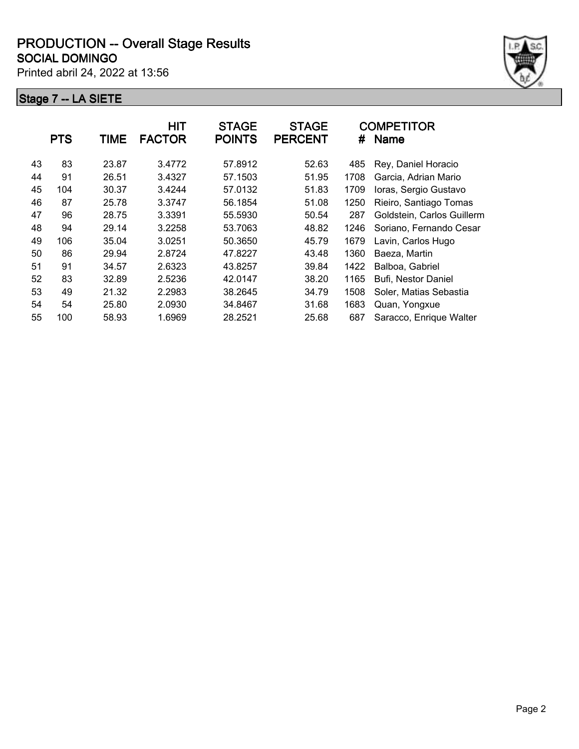# PRODUCTION -- Overall Stage Results

## SOCIAL DOMINGO

Printed abril 24, 2022 at 13:56

### Stage 7 -- LA SIETE

| | PTS | TIME | HIT FACTOR | STAGE POINTS | STAGE PERCENT | # | COMPETITOR Name |
|---|---|---|---|---|---|---|---|
| 43 | 83 | 23.87 | 3.4772 | 57.8912 | 52.63 | 485 | Rey, Daniel Horacio |
| 44 | 91 | 26.51 | 3.4327 | 57.1503 | 51.95 | 1708 | Garcia, Adrian Mario |
| 45 | 104 | 30.37 | 3.4244 | 57.0132 | 51.83 | 1709 | Ioras, Sergio Gustavo |
| 46 | 87 | 25.78 | 3.3747 | 56.1854 | 51.08 | 1250 | Rieiro, Santiago Tomas |
| 47 | 96 | 28.75 | 3.3391 | 55.5930 | 50.54 | 287 | Goldstein, Carlos Guillerm |
| 48 | 94 | 29.14 | 3.2258 | 53.7063 | 48.82 | 1246 | Soriano, Fernando Cesar |
| 49 | 106 | 35.04 | 3.0251 | 50.3650 | 45.79 | 1679 | Lavin, Carlos Hugo |
| 50 | 86 | 29.94 | 2.8724 | 47.8227 | 43.48 | 1360 | Baeza, Martin |
| 51 | 91 | 34.57 | 2.6323 | 43.8257 | 39.84 | 1422 | Balboa, Gabriel |
| 52 | 83 | 32.89 | 2.5236 | 42.0147 | 38.20 | 1165 | Bufi, Nestor Daniel |
| 53 | 49 | 21.32 | 2.2983 | 38.2645 | 34.79 | 1508 | Soler, Matias Sebastia |
| 54 | 54 | 25.80 | 2.0930 | 34.8467 | 31.68 | 1683 | Quan, Yongxue |
| 55 | 100 | 58.93 | 1.6969 | 28.2521 | 25.68 | 687 | Saracco, Enrique Walter |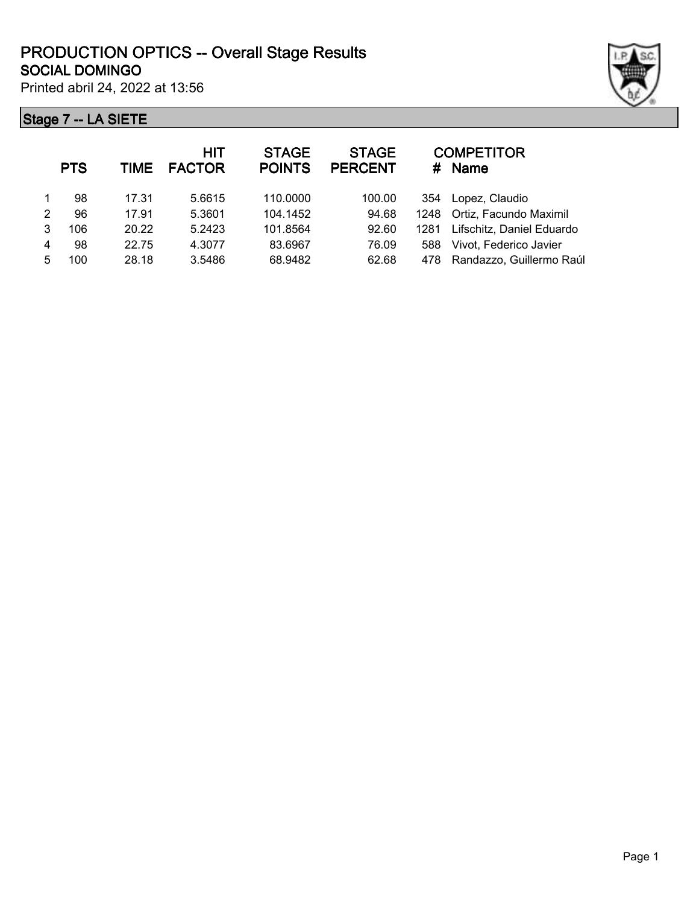# PRODUCTION OPTICS -- Overall Stage Results

## SOCIAL DOMINGO

Printed abril 24, 2022 at 13:56

### Stage 7 -- LA SIETE

| | PTS | TIME | HIT FACTOR | STAGE POINTS | STAGE PERCENT | # | COMPETITOR Name |
|---|---|---|---|---|---|---|---|
| 1 | 98 | 17.31 | 5.6615 | 110.0000 | 100.00 | 354 | Lopez, Claudio |
| 2 | 96 | 17.91 | 5.3601 | 104.1452 | 94.68 | 1248 | Ortiz, Facundo Maximil |
| 3 | 106 | 20.22 | 5.2423 | 101.8564 | 92.60 | 1281 | Lifschitz, Daniel Eduardo |
| 4 | 98 | 22.75 | 4.3077 | 83.6967 | 76.09 | 588 | Vivot, Federico Javier |
| 5 | 100 | 28.18 | 3.5486 | 68.9482 | 62.68 | 478 | Randazzo, Guillermo Raúl |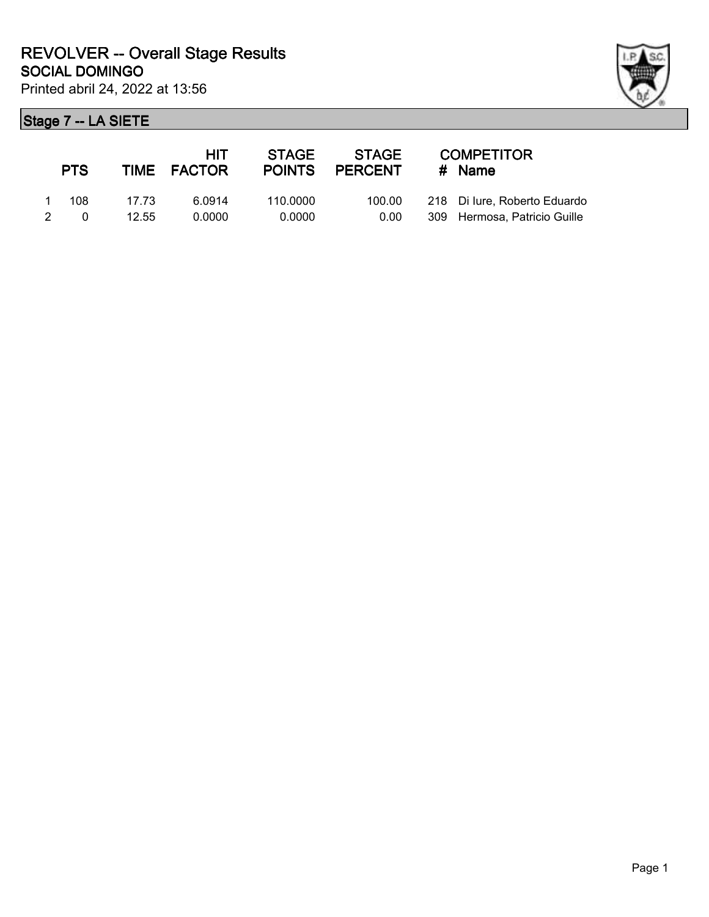# REVOLVER -- Overall Stage Results

## SOCIAL DOMINGO

Printed abril 24, 2022 at 13:56

### Stage 7 -- LA SIETE

| | PTS | TIME | HIT FACTOR | STAGE POINTS | STAGE PERCENT | # | COMPETITOR Name |
|---|---|---|---|---|---|---|---|
| 1 | 108 | 17.73 | 6.0914 | 110.0000 | 100.00 | 218 | Di Iure, Roberto Eduardo |
| 2 | 0 | 12.55 | 0.0000 | 0.0000 | 0.00 | 309 | Hermosa, Patricio Guille |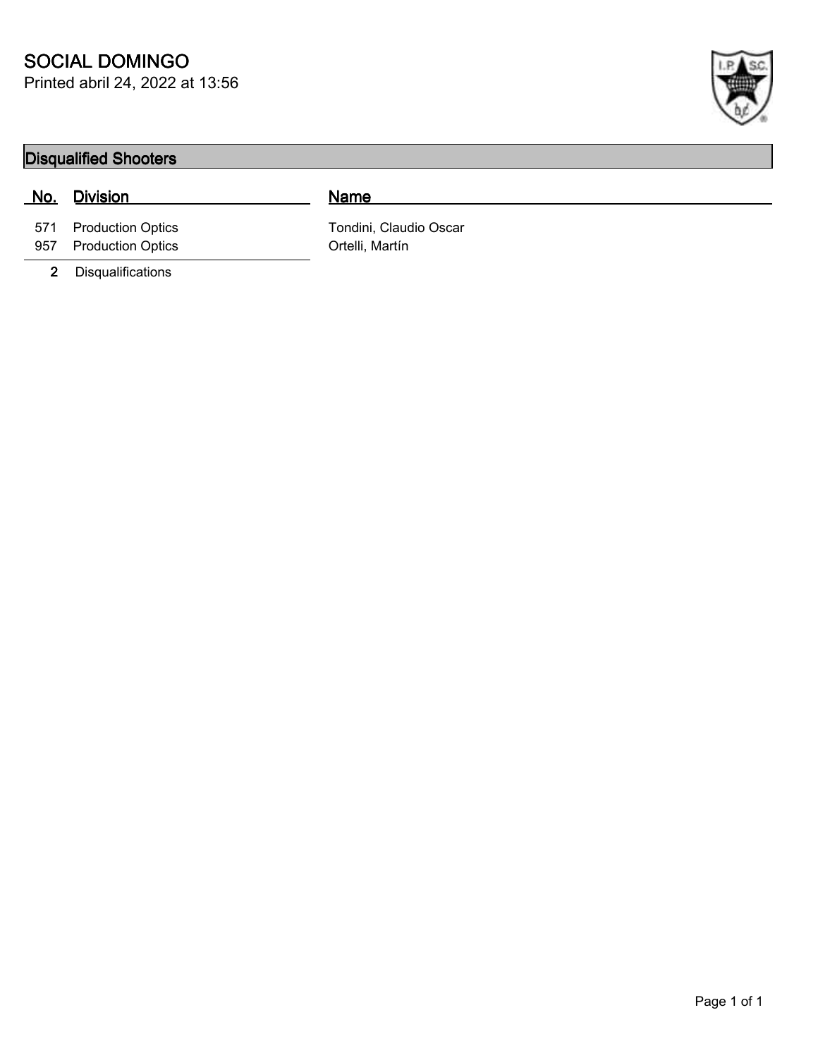# SOCIAL DOMINGO

Printed abril 24, 2022 at 13:56

## Disqualified Shooters

| No. | Division | Name |
| --- | --- | --- |
| 571 | Production Optics | Tondini, Claudio Oscar |
| 957 | Production Optics | Ortelli, Martín |

**2** Disqualifications